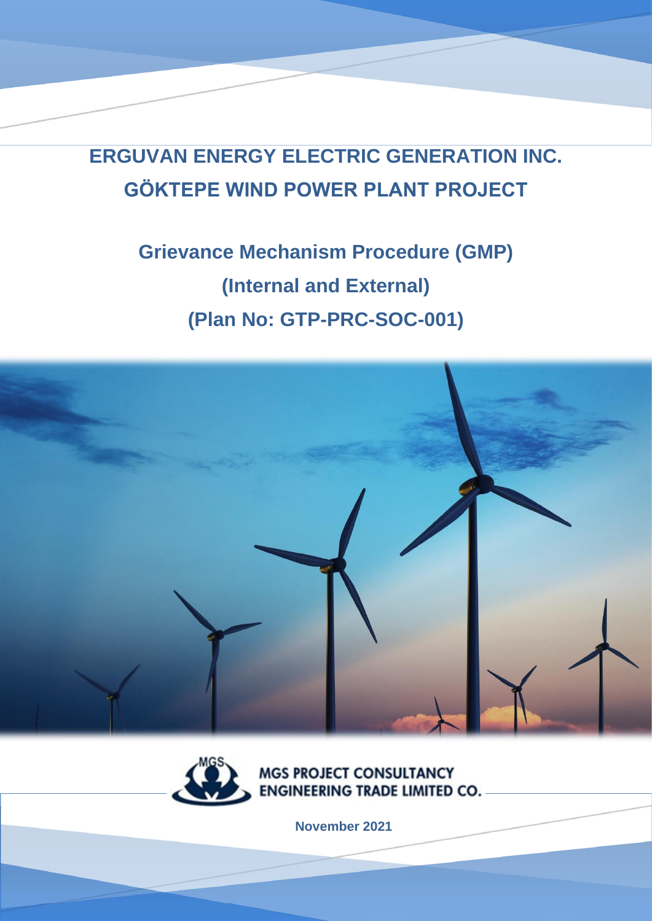# ERGUVAN ENERGY ELECTRIC GENERATION INC.
# GÖKTEPE WIND POWER PLANT PROJECT

## Grievance Mechanism Procedure (GMP)
## (Internal and External)
## (Plan No: GTP-PRC-SOC-001)

MGS PROJECT CONSULTANCY ENGINEERING TRADE LIMITED CO.

November 2021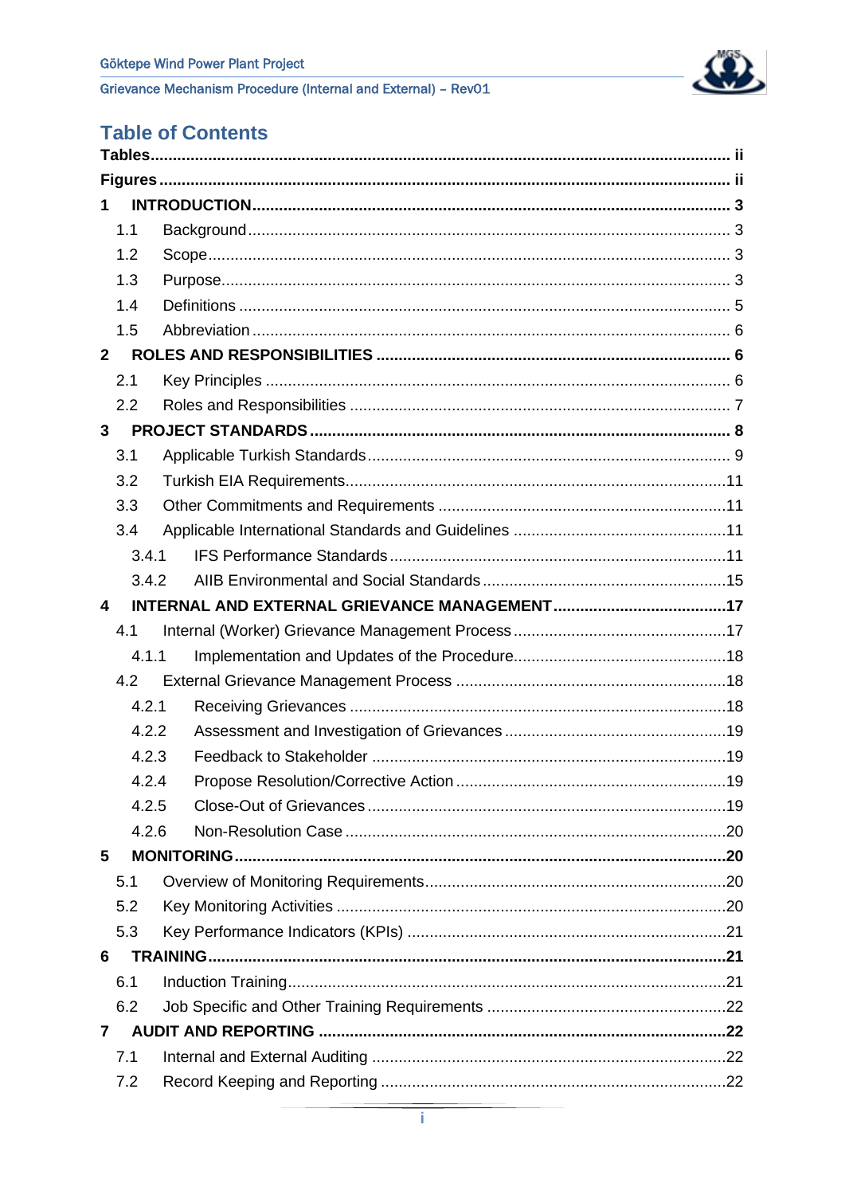# Table of Contents

**Tables** ..... ii

**Figures** ..... ii

**1 INTRODUCTION** ..... 3

- 1.1 Background ..... 3
- 1.2 Scope ..... 3
- 1.3 Purpose ..... 3
- 1.4 Definitions ..... 5
- 1.5 Abbreviation ..... 6

**2 ROLES AND RESPONSIBILITIES** ..... 6

- 2.1 Key Principles ..... 6
- 2.2 Roles and Responsibilities ..... 7

**3 PROJECT STANDARDS** ..... 8

- 3.1 Applicable Turkish Standards ..... 9
- 3.2 Turkish EIA Requirements ..... 11
- 3.3 Other Commitments and Requirements ..... 11
- 3.4 Applicable International Standards and Guidelines ..... 11
  - 3.4.1 IFS Performance Standards ..... 11
  - 3.4.2 AIIB Environmental and Social Standards ..... 15

**4 INTERNAL AND EXTERNAL GRIEVANCE MANAGEMENT** ..... 17

- 4.1 Internal (Worker) Grievance Management Process ..... 17
  - 4.1.1 Implementation and Updates of the Procedure ..... 18
- 4.2 External Grievance Management Process ..... 18
  - 4.2.1 Receiving Grievances ..... 18
  - 4.2.2 Assessment and Investigation of Grievances ..... 19
  - 4.2.3 Feedback to Stakeholder ..... 19
  - 4.2.4 Propose Resolution/Corrective Action ..... 19
  - 4.2.5 Close-Out of Grievances ..... 19
  - 4.2.6 Non-Resolution Case ..... 20

**5 MONITORING** ..... 20

- 5.1 Overview of Monitoring Requirements ..... 20
- 5.2 Key Monitoring Activities ..... 20
- 5.3 Key Performance Indicators (KPIs) ..... 21

**6 TRAINING** ..... 21

- 6.1 Induction Training ..... 21
- 6.2 Job Specific and Other Training Requirements ..... 22

**7 AUDIT AND REPORTING** ..... 22

- 7.1 Internal and External Auditing ..... 22
- 7.2 Record Keeping and Reporting ..... 22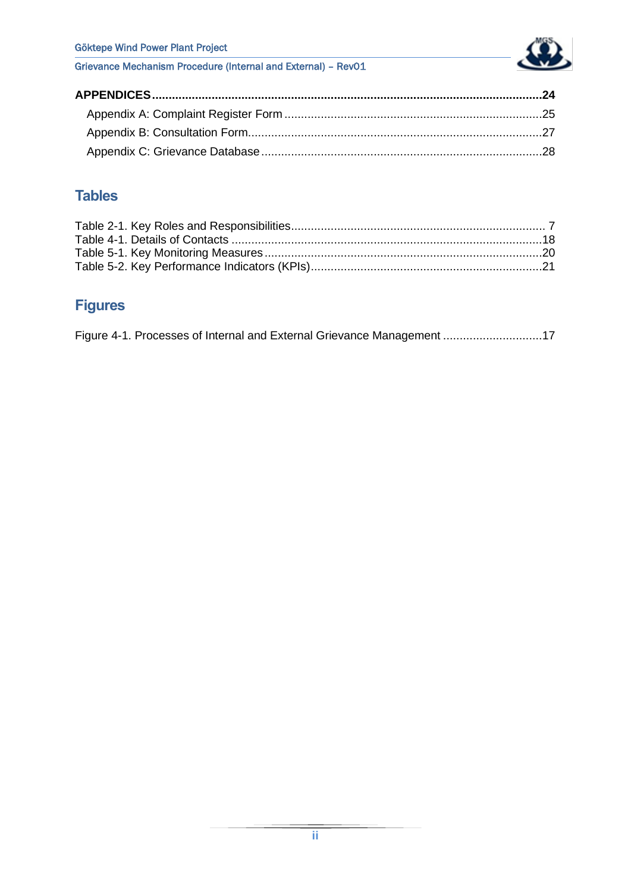**APPENDICES** .......................................................................................................................... **24**

Appendix A: Complaint Register Form ............................................................................25

Appendix B: Consultation Form.........................................................................................27

Appendix C: Grievance Database .....................................................................................28

## Tables

Table 2-1. Key Roles and Responsibilities............................................................................ 7
Table 4-1. Details of Contacts ..............................................................................................18
Table 5-1. Key Monitoring Measures ....................................................................................20
Table 5-2. Key Performance Indicators (KPIs)......................................................................21

## Figures

Figure 4-1. Processes of Internal and External Grievance Management ..............................17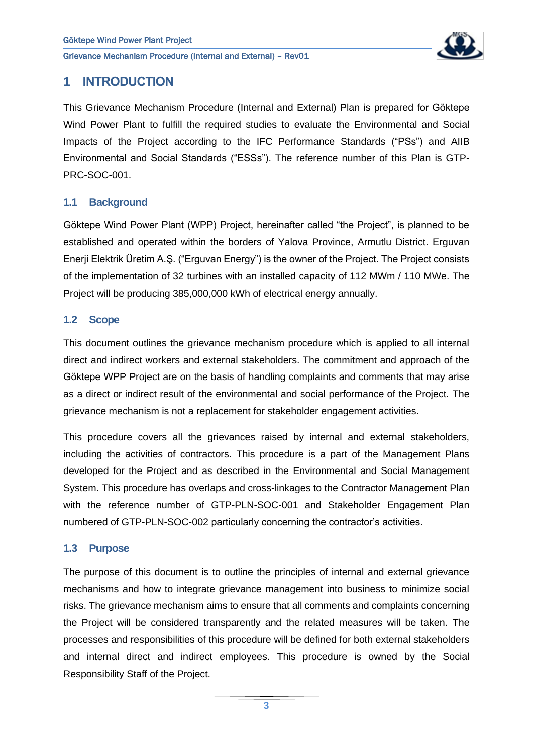# 1 INTRODUCTION

This Grievance Mechanism Procedure (Internal and External) Plan is prepared for Göktepe Wind Power Plant to fulfill the required studies to evaluate the Environmental and Social Impacts of the Project according to the IFC Performance Standards ("PSs") and AIIB Environmental and Social Standards ("ESSs"). The reference number of this Plan is GTP-PRC-SOC-001.

## 1.1 Background

Göktepe Wind Power Plant (WPP) Project, hereinafter called "the Project", is planned to be established and operated within the borders of Yalova Province, Armutlu District. Erguvan Enerji Elektrik Üretim A.Ş. ("Erguvan Energy") is the owner of the Project. The Project consists of the implementation of 32 turbines with an installed capacity of 112 MWm / 110 MWe. The Project will be producing 385,000,000 kWh of electrical energy annually.

## 1.2 Scope

This document outlines the grievance mechanism procedure which is applied to all internal direct and indirect workers and external stakeholders. The commitment and approach of the Göktepe WPP Project are on the basis of handling complaints and comments that may arise as a direct or indirect result of the environmental and social performance of the Project. The grievance mechanism is not a replacement for stakeholder engagement activities.

This procedure covers all the grievances raised by internal and external stakeholders, including the activities of contractors. This procedure is a part of the Management Plans developed for the Project and as described in the Environmental and Social Management System. This procedure has overlaps and cross-linkages to the Contractor Management Plan with the reference number of GTP-PLN-SOC-001 and Stakeholder Engagement Plan numbered of GTP-PLN-SOC-002 particularly concerning the contractor's activities.

## 1.3 Purpose

The purpose of this document is to outline the principles of internal and external grievance mechanisms and how to integrate grievance management into business to minimize social risks. The grievance mechanism aims to ensure that all comments and complaints concerning the Project will be considered transparently and the related measures will be taken. The processes and responsibilities of this procedure will be defined for both external stakeholders and internal direct and indirect employees. This procedure is owned by the Social Responsibility Staff of the Project.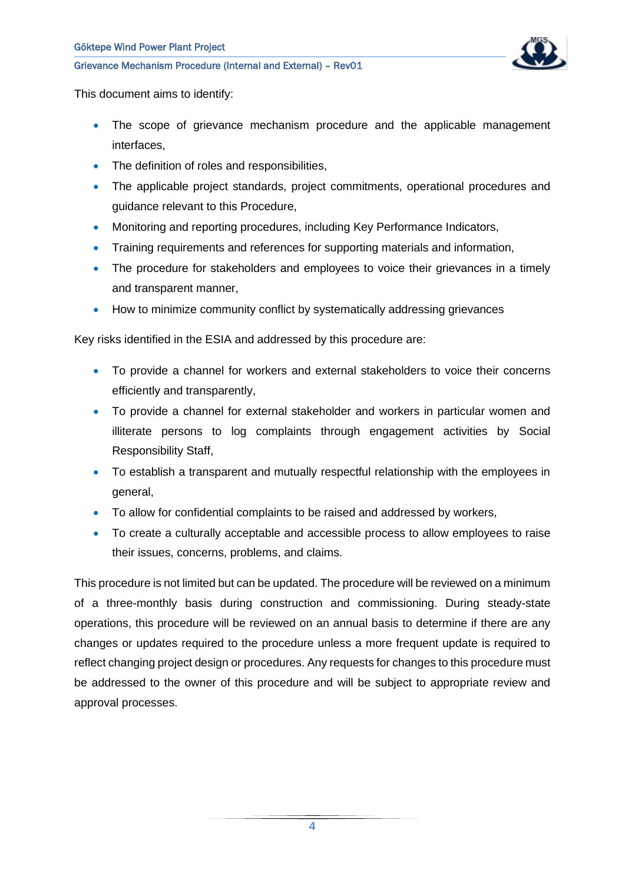This document aims to identify:

- The scope of grievance mechanism procedure and the applicable management interfaces,
- The definition of roles and responsibilities,
- The applicable project standards, project commitments, operational procedures and guidance relevant to this Procedure,
- Monitoring and reporting procedures, including Key Performance Indicators,
- Training requirements and references for supporting materials and information,
- The procedure for stakeholders and employees to voice their grievances in a timely and transparent manner,
- How to minimize community conflict by systematically addressing grievances

Key risks identified in the ESIA and addressed by this procedure are:

- To provide a channel for workers and external stakeholders to voice their concerns efficiently and transparently,
- To provide a channel for external stakeholder and workers in particular women and illiterate persons to log complaints through engagement activities by Social Responsibility Staff,
- To establish a transparent and mutually respectful relationship with the employees in general,
- To allow for confidential complaints to be raised and addressed by workers,
- To create a culturally acceptable and accessible process to allow employees to raise their issues, concerns, problems, and claims.

This procedure is not limited but can be updated. The procedure will be reviewed on a minimum of a three-monthly basis during construction and commissioning. During steady-state operations, this procedure will be reviewed on an annual basis to determine if there are any changes or updates required to the procedure unless a more frequent update is required to reflect changing project design or procedures. Any requests for changes to this procedure must be addressed to the owner of this procedure and will be subject to appropriate review and approval processes.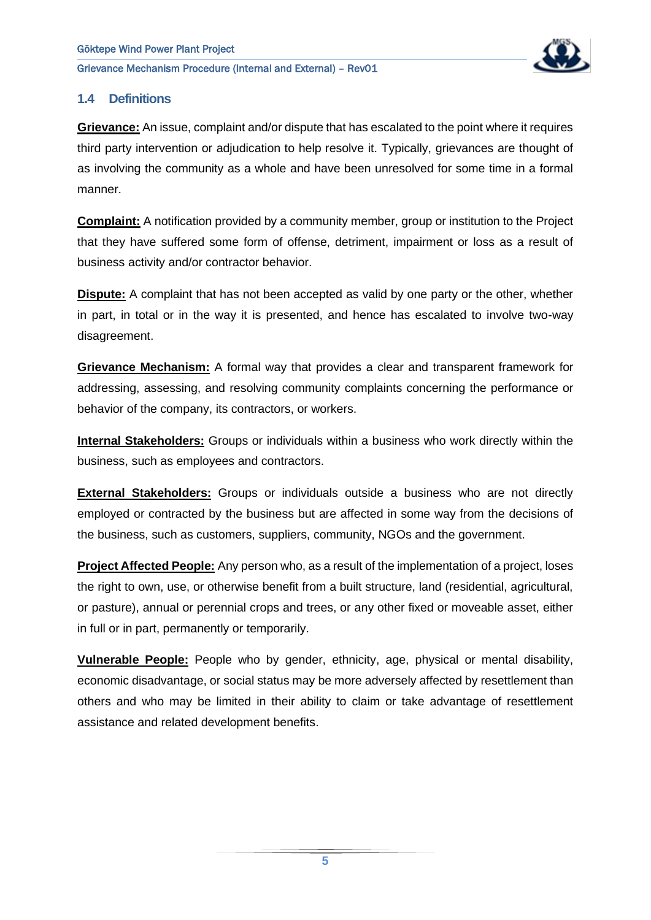## 1.4 Definitions

**Grievance:** An issue, complaint and/or dispute that has escalated to the point where it requires third party intervention or adjudication to help resolve it. Typically, grievances are thought of as involving the community as a whole and have been unresolved for some time in a formal manner.

**Complaint:** A notification provided by a community member, group or institution to the Project that they have suffered some form of offense, detriment, impairment or loss as a result of business activity and/or contractor behavior.

**Dispute:** A complaint that has not been accepted as valid by one party or the other, whether in part, in total or in the way it is presented, and hence has escalated to involve two-way disagreement.

**Grievance Mechanism:** A formal way that provides a clear and transparent framework for addressing, assessing, and resolving community complaints concerning the performance or behavior of the company, its contractors, or workers.

**Internal Stakeholders:** Groups or individuals within a business who work directly within the business, such as employees and contractors.

**External Stakeholders:** Groups or individuals outside a business who are not directly employed or contracted by the business but are affected in some way from the decisions of the business, such as customers, suppliers, community, NGOs and the government.

**Project Affected People:** Any person who, as a result of the implementation of a project, loses the right to own, use, or otherwise benefit from a built structure, land (residential, agricultural, or pasture), annual or perennial crops and trees, or any other fixed or moveable asset, either in full or in part, permanently or temporarily.

**Vulnerable People:** People who by gender, ethnicity, age, physical or mental disability, economic disadvantage, or social status may be more adversely affected by resettlement than others and who may be limited in their ability to claim or take advantage of resettlement assistance and related development benefits.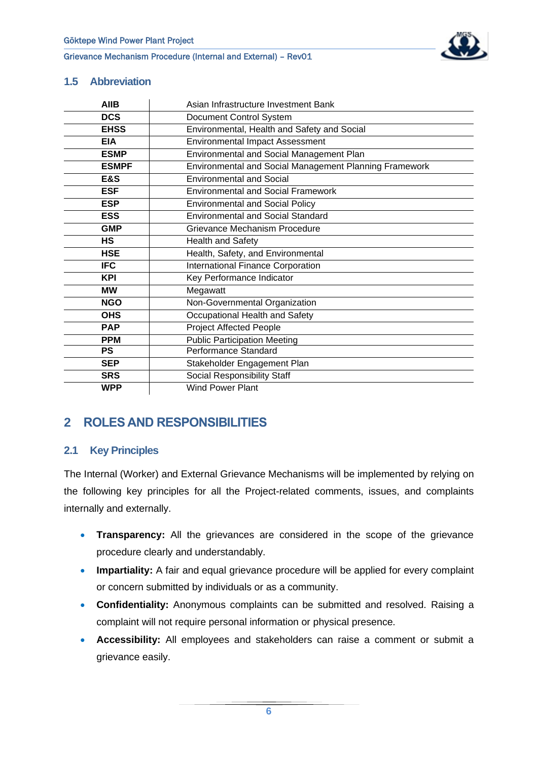### 1.5 Abbreviation

| | |
|---|---|
| **AIIB** | Asian Infrastructure Investment Bank |
| **DCS** | Document Control System |
| **EHSS** | Environmental, Health and Safety and Social |
| **EIA** | Environmental Impact Assessment |
| **ESMP** | Environmental and Social Management Plan |
| **ESMPF** | Environmental and Social Management Planning Framework |
| **E&S** | Environmental and Social |
| **ESF** | Environmental and Social Framework |
| **ESP** | Environmental and Social Policy |
| **ESS** | Environmental and Social Standard |
| **GMP** | Grievance Mechanism Procedure |
| **HS** | Health and Safety |
| **HSE** | Health, Safety, and Environmental |
| **IFC** | International Finance Corporation |
| **KPI** | Key Performance Indicator |
| **MW** | Megawatt |
| **NGO** | Non-Governmental Organization |
| **OHS** | Occupational Health and Safety |
| **PAP** | Project Affected People |
| **PPM** | Public Participation Meeting |
| **PS** | Performance Standard |
| **SEP** | Stakeholder Engagement Plan |
| **SRS** | Social Responsibility Staff |
| **WPP** | Wind Power Plant |

# 2 ROLES AND RESPONSIBILITIES

## 2.1 Key Principles

The Internal (Worker) and External Grievance Mechanisms will be implemented by relying on the following key principles for all the Project-related comments, issues, and complaints internally and externally.

- **Transparency:** All the grievances are considered in the scope of the grievance procedure clearly and understandably.
- **Impartiality:** A fair and equal grievance procedure will be applied for every complaint or concern submitted by individuals or as a community.
- **Confidentiality:** Anonymous complaints can be submitted and resolved. Raising a complaint will not require personal information or physical presence.
- **Accessibility:** All employees and stakeholders can raise a comment or submit a grievance easily.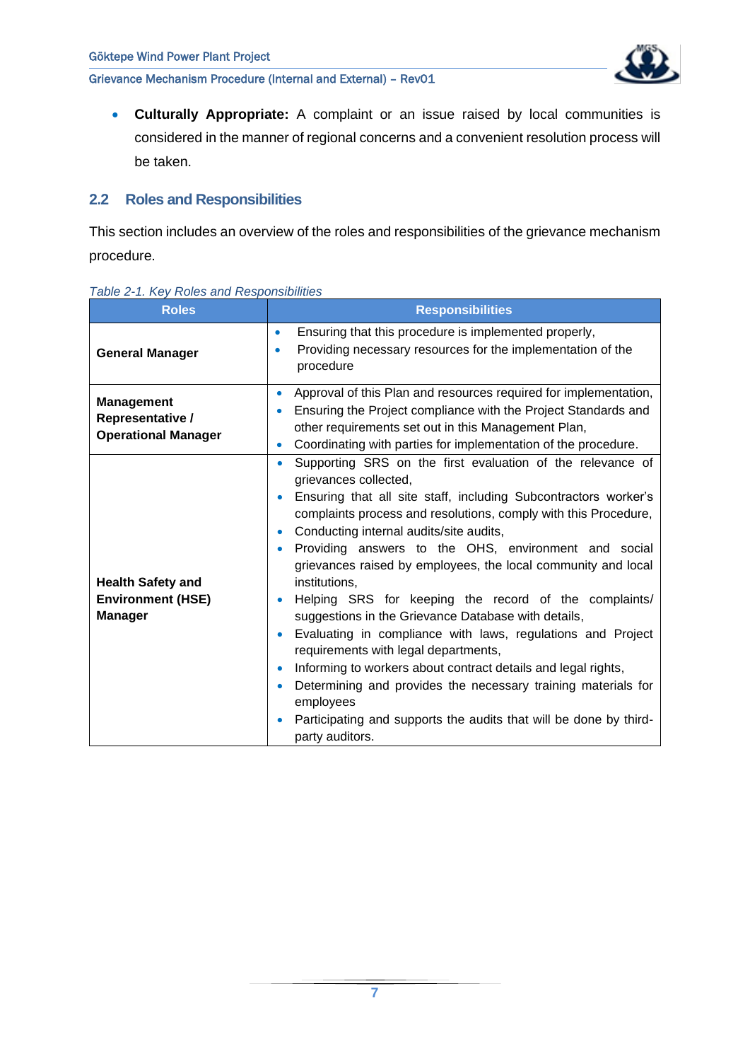- **Culturally Appropriate:** A complaint or an issue raised by local communities is considered in the manner of regional concerns and a convenient resolution process will be taken.

## 2.2 Roles and Responsibilities

This section includes an overview of the roles and responsibilities of the grievance mechanism procedure.

*Table 2-1. Key Roles and Responsibilities*

| Roles | Responsibilities |
|---|---|
| **General Manager** | • Ensuring that this procedure is implemented properly,<br>• Providing necessary resources for the implementation of the procedure |
| **Management Representative / Operational Manager** | • Approval of this Plan and resources required for implementation,<br>• Ensuring the Project compliance with the Project Standards and other requirements set out in this Management Plan,<br>• Coordinating with parties for implementation of the procedure. |
| **Health Safety and Environment (HSE) Manager** | • Supporting SRS on the first evaluation of the relevance of grievances collected,<br>• Ensuring that all site staff, including Subcontractors worker's complaints process and resolutions, comply with this Procedure,<br>• Conducting internal audits/site audits,<br>• Providing answers to the OHS, environment and social grievances raised by employees, the local community and local institutions,<br>• Helping SRS for keeping the record of the complaints/ suggestions in the Grievance Database with details,<br>• Evaluating in compliance with laws, regulations and Project requirements with legal departments,<br>• Informing to workers about contract details and legal rights,<br>• Determining and provides the necessary training materials for employees<br>• Participating and supports the audits that will be done by third-party auditors. |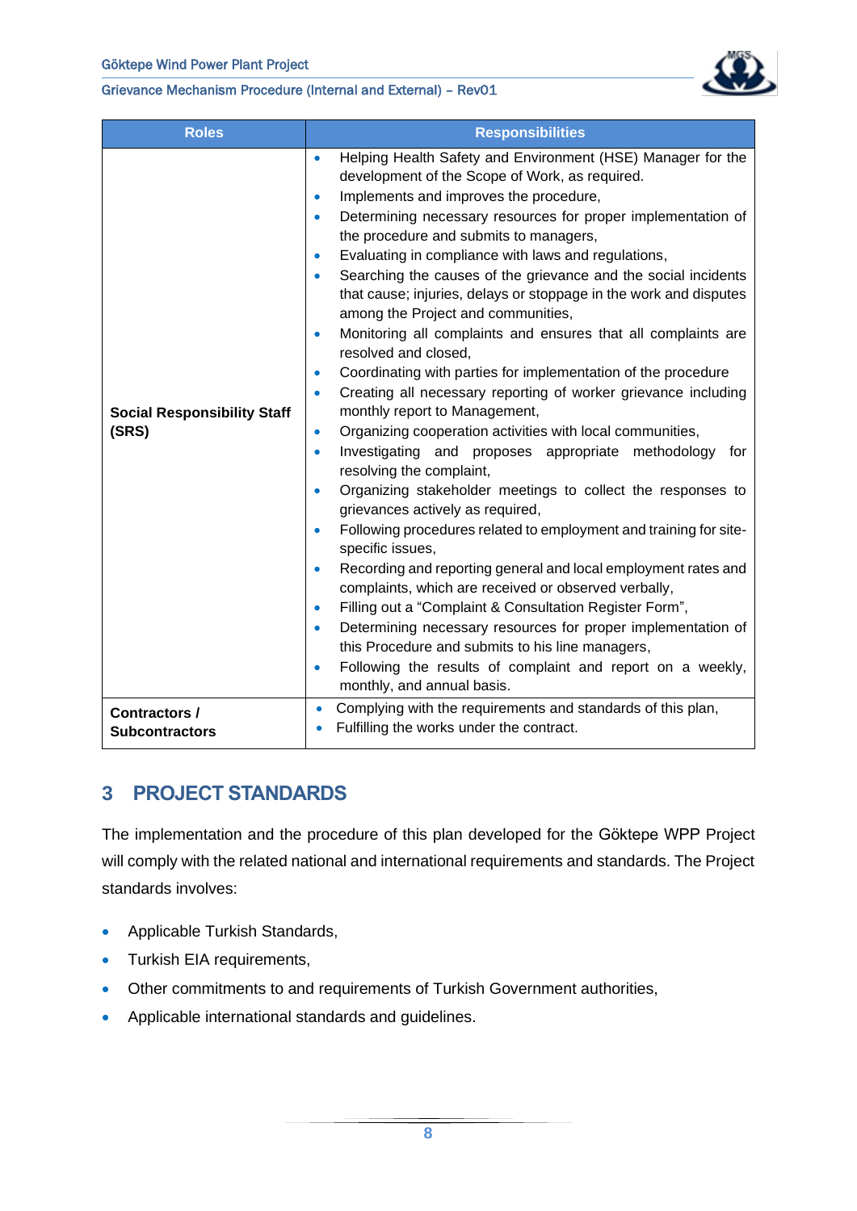| Roles | Responsibilities |
|---|---|
| **Social Responsibility Staff (SRS)** | • Helping Health Safety and Environment (HSE) Manager for the development of the Scope of Work, as required.<br>• Implements and improves the procedure,<br>• Determining necessary resources for proper implementation of the procedure and submits to managers,<br>• Evaluating in compliance with laws and regulations,<br>• Searching the causes of the grievance and the social incidents that cause; injuries, delays or stoppage in the work and disputes among the Project and communities,<br>• Monitoring all complaints and ensures that all complaints are resolved and closed,<br>• Coordinating with parties for implementation of the procedure<br>• Creating all necessary reporting of worker grievance including monthly report to Management,<br>• Organizing cooperation activities with local communities,<br>• Investigating and proposes appropriate methodology for resolving the complaint,<br>• Organizing stakeholder meetings to collect the responses to grievances actively as required,<br>• Following procedures related to employment and training for site-specific issues,<br>• Recording and reporting general and local employment rates and complaints, which are received or observed verbally,<br>• Filling out a "Complaint & Consultation Register Form",<br>• Determining necessary resources for proper implementation of this Procedure and submits to his line managers,<br>• Following the results of complaint and report on a weekly, monthly, and annual basis. |
| **Contractors / Subcontractors** | • Complying with the requirements and standards of this plan,<br>• Fulfilling the works under the contract. |

# 3 PROJECT STANDARDS

The implementation and the procedure of this plan developed for the Göktepe WPP Project will comply with the related national and international requirements and standards. The Project standards involves:

- Applicable Turkish Standards,
- Turkish EIA requirements,
- Other commitments to and requirements of Turkish Government authorities,
- Applicable international standards and guidelines.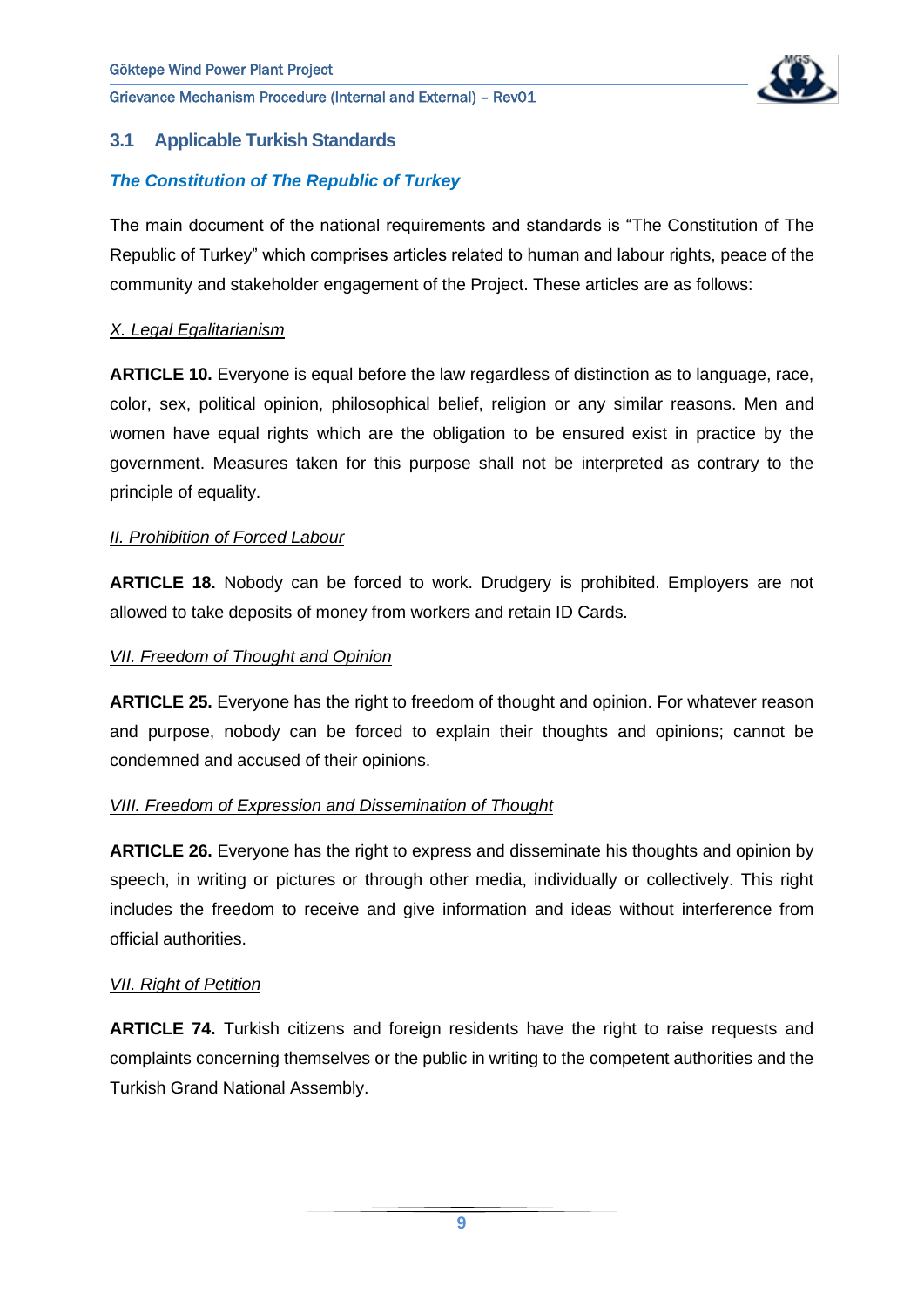## 3.1 Applicable Turkish Standards

***The Constitution of The Republic of Turkey***

The main document of the national requirements and standards is "The Constitution of The Republic of Turkey" which comprises articles related to human and labour rights, peace of the community and stakeholder engagement of the Project. These articles are as follows:

*X. Legal Egalitarianism*

**ARTICLE 10.** Everyone is equal before the law regardless of distinction as to language, race, color, sex, political opinion, philosophical belief, religion or any similar reasons. Men and women have equal rights which are the obligation to be ensured exist in practice by the government. Measures taken for this purpose shall not be interpreted as contrary to the principle of equality.

*II. Prohibition of Forced Labour*

**ARTICLE 18.** Nobody can be forced to work. Drudgery is prohibited. Employers are not allowed to take deposits of money from workers and retain ID Cards.

*VII. Freedom of Thought and Opinion*

**ARTICLE 25.** Everyone has the right to freedom of thought and opinion. For whatever reason and purpose, nobody can be forced to explain their thoughts and opinions; cannot be condemned and accused of their opinions.

*VIII. Freedom of Expression and Dissemination of Thought*

**ARTICLE 26.** Everyone has the right to express and disseminate his thoughts and opinion by speech, in writing or pictures or through other media, individually or collectively. This right includes the freedom to receive and give information and ideas without interference from official authorities.

*VII. Right of Petition*

**ARTICLE 74.** Turkish citizens and foreign residents have the right to raise requests and complaints concerning themselves or the public in writing to the competent authorities and the Turkish Grand National Assembly.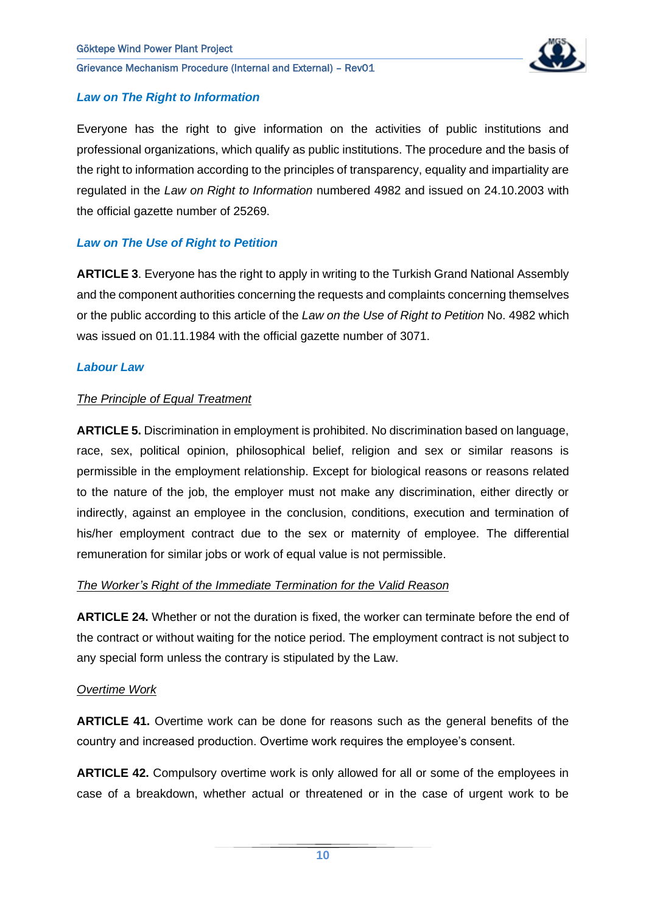### *Law on The Right to Information*

Everyone has the right to give information on the activities of public institutions and professional organizations, which qualify as public institutions. The procedure and the basis of the right to information according to the principles of transparency, equality and impartiality are regulated in the *Law on Right to Information* numbered 4982 and issued on 24.10.2003 with the official gazette number of 25269.

### *Law on The Use of Right to Petition*

**ARTICLE 3**. Everyone has the right to apply in writing to the Turkish Grand National Assembly and the component authorities concerning the requests and complaints concerning themselves or the public according to this article of the *Law on the Use of Right to Petition* No. 4982 which was issued on 01.11.1984 with the official gazette number of 3071.

### *Labour Law*

*The Principle of Equal Treatment*

**ARTICLE 5.** Discrimination in employment is prohibited. No discrimination based on language, race, sex, political opinion, philosophical belief, religion and sex or similar reasons is permissible in the employment relationship. Except for biological reasons or reasons related to the nature of the job, the employer must not make any discrimination, either directly or indirectly, against an employee in the conclusion, conditions, execution and termination of his/her employment contract due to the sex or maternity of employee. The differential remuneration for similar jobs or work of equal value is not permissible.

*The Worker's Right of the Immediate Termination for the Valid Reason*

**ARTICLE 24.** Whether or not the duration is fixed, the worker can terminate before the end of the contract or without waiting for the notice period. The employment contract is not subject to any special form unless the contrary is stipulated by the Law.

*Overtime Work*

**ARTICLE 41.** Overtime work can be done for reasons such as the general benefits of the country and increased production. Overtime work requires the employee's consent.

**ARTICLE 42.** Compulsory overtime work is only allowed for all or some of the employees in case of a breakdown, whether actual or threatened or in the case of urgent work to be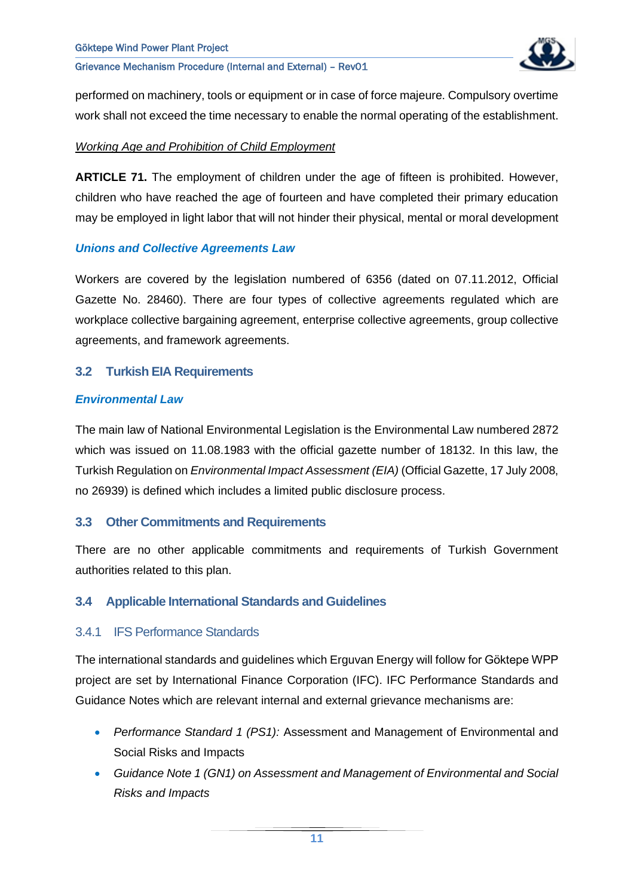performed on machinery, tools or equipment or in case of force majeure. Compulsory overtime work shall not exceed the time necessary to enable the normal operating of the establishment.

*Working Age and Prohibition of Child Employment*

**ARTICLE 71.** The employment of children under the age of fifteen is prohibited. However, children who have reached the age of fourteen and have completed their primary education may be employed in light labor that will not hinder their physical, mental or moral development

***Unions and Collective Agreements Law***

Workers are covered by the legislation numbered of 6356 (dated on 07.11.2012, Official Gazette No. 28460). There are four types of collective agreements regulated which are workplace collective bargaining agreement, enterprise collective agreements, group collective agreements, and framework agreements.

## 3.2 Turkish EIA Requirements

***Environmental Law***

The main law of National Environmental Legislation is the Environmental Law numbered 2872 which was issued on 11.08.1983 with the official gazette number of 18132. In this law, the Turkish Regulation on *Environmental Impact Assessment (EIA)* (Official Gazette, 17 July 2008, no 26939) is defined which includes a limited public disclosure process.

## 3.3 Other Commitments and Requirements

There are no other applicable commitments and requirements of Turkish Government authorities related to this plan.

## 3.4 Applicable International Standards and Guidelines

### 3.4.1 IFS Performance Standards

The international standards and guidelines which Erguvan Energy will follow for Göktepe WPP project are set by International Finance Corporation (IFC). IFC Performance Standards and Guidance Notes which are relevant internal and external grievance mechanisms are:

- *Performance Standard 1 (PS1):* Assessment and Management of Environmental and Social Risks and Impacts
- *Guidance Note 1 (GN1) on Assessment and Management of Environmental and Social Risks and Impacts*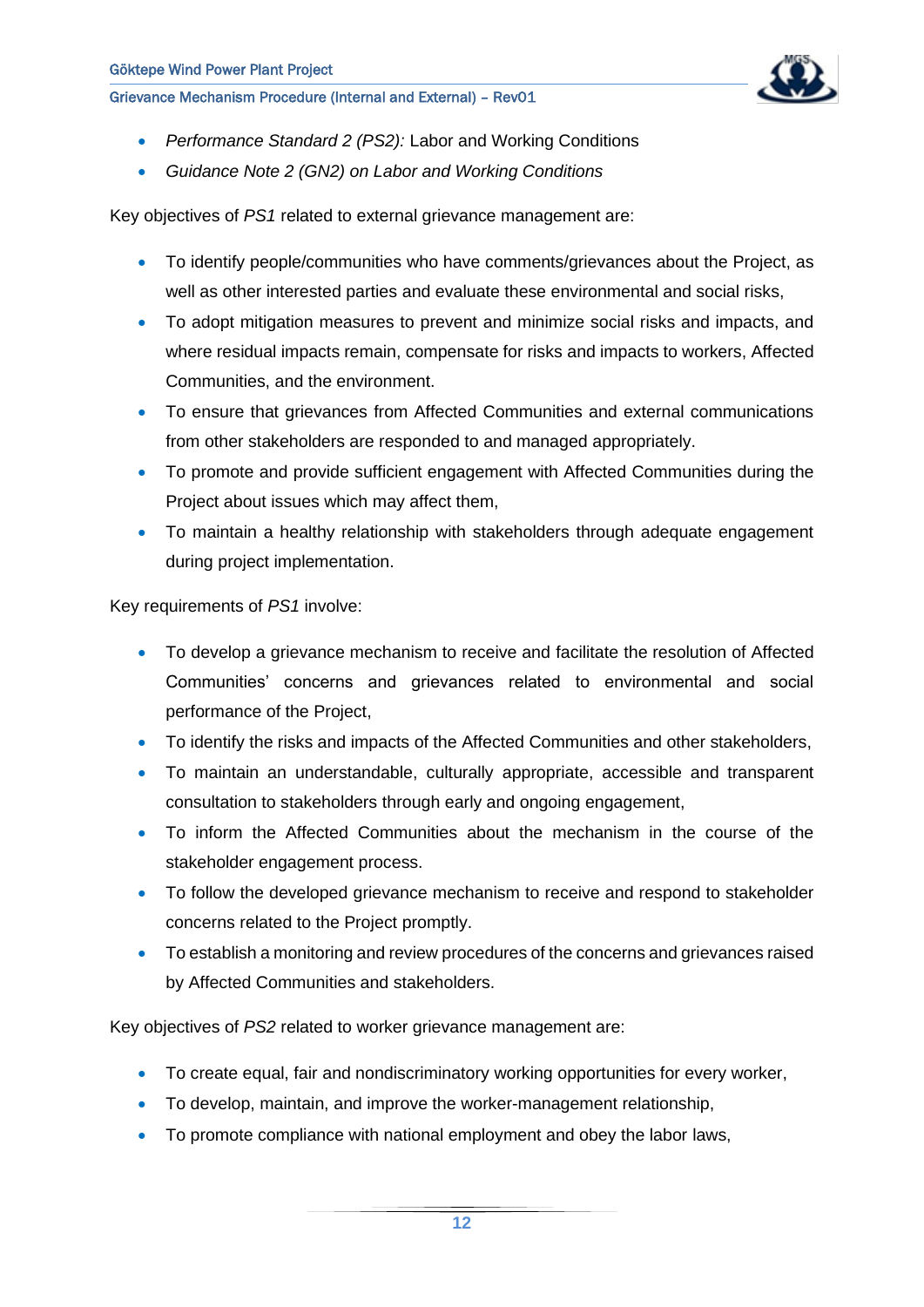- *Performance Standard 2 (PS2):* Labor and Working Conditions
- *Guidance Note 2 (GN2) on Labor and Working Conditions*

Key objectives of *PS1* related to external grievance management are:

- To identify people/communities who have comments/grievances about the Project, as well as other interested parties and evaluate these environmental and social risks,
- To adopt mitigation measures to prevent and minimize social risks and impacts, and where residual impacts remain, compensate for risks and impacts to workers, Affected Communities, and the environment.
- To ensure that grievances from Affected Communities and external communications from other stakeholders are responded to and managed appropriately.
- To promote and provide sufficient engagement with Affected Communities during the Project about issues which may affect them,
- To maintain a healthy relationship with stakeholders through adequate engagement during project implementation.

Key requirements of *PS1* involve:

- To develop a grievance mechanism to receive and facilitate the resolution of Affected Communities' concerns and grievances related to environmental and social performance of the Project,
- To identify the risks and impacts of the Affected Communities and other stakeholders,
- To maintain an understandable, culturally appropriate, accessible and transparent consultation to stakeholders through early and ongoing engagement,
- To inform the Affected Communities about the mechanism in the course of the stakeholder engagement process.
- To follow the developed grievance mechanism to receive and respond to stakeholder concerns related to the Project promptly.
- To establish a monitoring and review procedures of the concerns and grievances raised by Affected Communities and stakeholders.

Key objectives of *PS2* related to worker grievance management are:

- To create equal, fair and nondiscriminatory working opportunities for every worker,
- To develop, maintain, and improve the worker-management relationship,
- To promote compliance with national employment and obey the labor laws,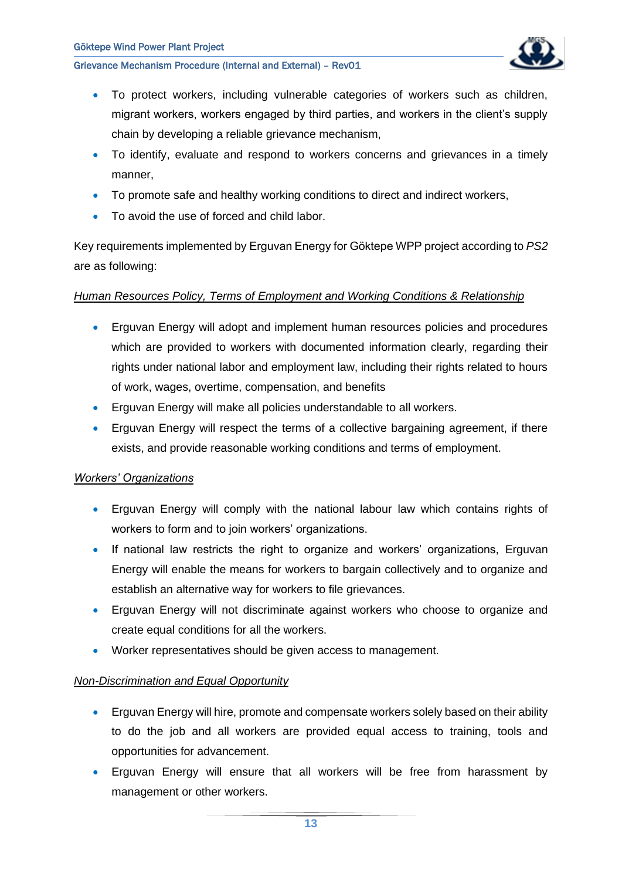- To protect workers, including vulnerable categories of workers such as children, migrant workers, workers engaged by third parties, and workers in the client's supply chain by developing a reliable grievance mechanism,
- To identify, evaluate and respond to workers concerns and grievances in a timely manner,
- To promote safe and healthy working conditions to direct and indirect workers,
- To avoid the use of forced and child labor.

Key requirements implemented by Erguvan Energy for Göktepe WPP project according to *PS2* are as following:

*Human Resources Policy, Terms of Employment and Working Conditions & Relationship*

- Erguvan Energy will adopt and implement human resources policies and procedures which are provided to workers with documented information clearly, regarding their rights under national labor and employment law, including their rights related to hours of work, wages, overtime, compensation, and benefits
- Erguvan Energy will make all policies understandable to all workers.
- Erguvan Energy will respect the terms of a collective bargaining agreement, if there exists, and provide reasonable working conditions and terms of employment.

*Workers' Organizations*

- Erguvan Energy will comply with the national labour law which contains rights of workers to form and to join workers' organizations.
- If national law restricts the right to organize and workers' organizations, Erguvan Energy will enable the means for workers to bargain collectively and to organize and establish an alternative way for workers to file grievances.
- Erguvan Energy will not discriminate against workers who choose to organize and create equal conditions for all the workers.
- Worker representatives should be given access to management.

*Non-Discrimination and Equal Opportunity*

- Erguvan Energy will hire, promote and compensate workers solely based on their ability to do the job and all workers are provided equal access to training, tools and opportunities for advancement.
- Erguvan Energy will ensure that all workers will be free from harassment by management or other workers.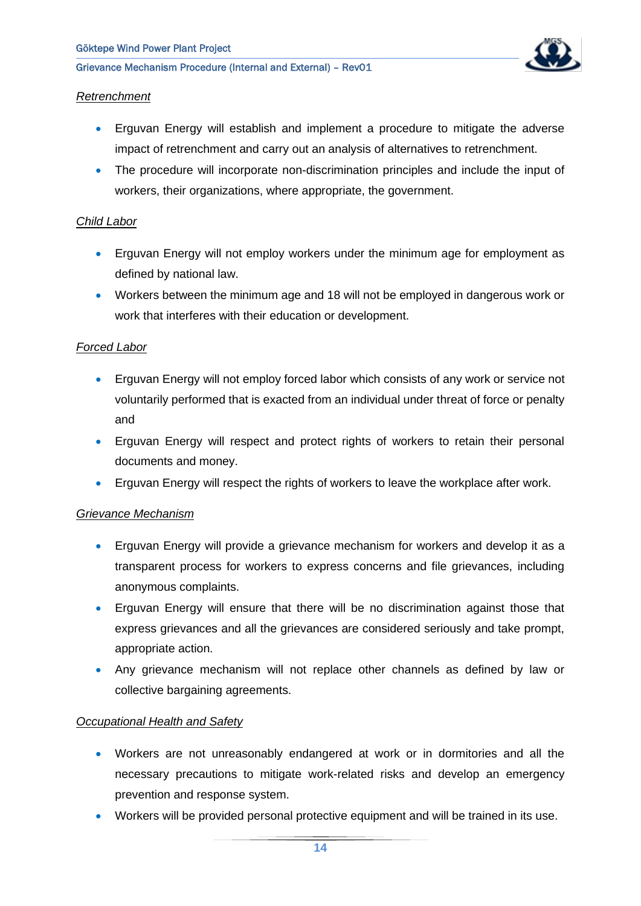*Retrenchment*

- Erguvan Energy will establish and implement a procedure to mitigate the adverse impact of retrenchment and carry out an analysis of alternatives to retrenchment.
- The procedure will incorporate non-discrimination principles and include the input of workers, their organizations, where appropriate, the government.

*Child Labor*

- Erguvan Energy will not employ workers under the minimum age for employment as defined by national law.
- Workers between the minimum age and 18 will not be employed in dangerous work or work that interferes with their education or development.

*Forced Labor*

- Erguvan Energy will not employ forced labor which consists of any work or service not voluntarily performed that is exacted from an individual under threat of force or penalty and
- Erguvan Energy will respect and protect rights of workers to retain their personal documents and money.
- Erguvan Energy will respect the rights of workers to leave the workplace after work.

*Grievance Mechanism*

- Erguvan Energy will provide a grievance mechanism for workers and develop it as a transparent process for workers to express concerns and file grievances, including anonymous complaints.
- Erguvan Energy will ensure that there will be no discrimination against those that express grievances and all the grievances are considered seriously and take prompt, appropriate action.
- Any grievance mechanism will not replace other channels as defined by law or collective bargaining agreements.

*Occupational Health and Safety*

- Workers are not unreasonably endangered at work or in dormitories and all the necessary precautions to mitigate work-related risks and develop an emergency prevention and response system.
- Workers will be provided personal protective equipment and will be trained in its use.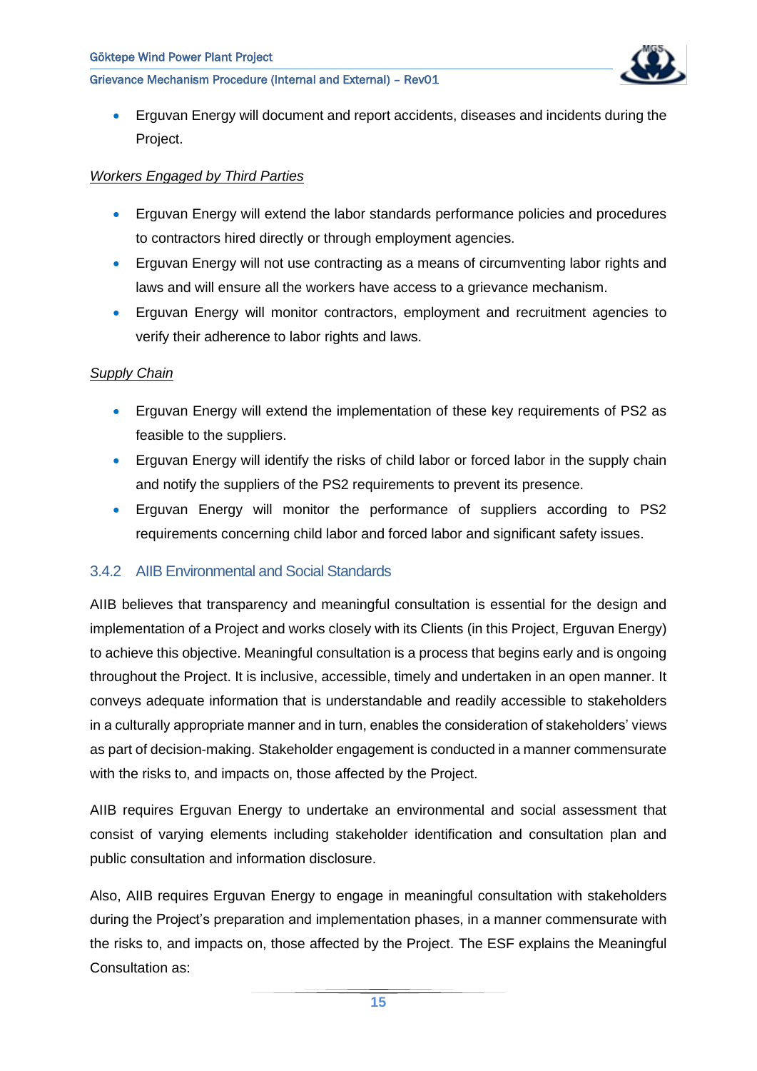- Erguvan Energy will document and report accidents, diseases and incidents during the Project.

*Workers Engaged by Third Parties*

- Erguvan Energy will extend the labor standards performance policies and procedures to contractors hired directly or through employment agencies.
- Erguvan Energy will not use contracting as a means of circumventing labor rights and laws and will ensure all the workers have access to a grievance mechanism.
- Erguvan Energy will monitor contractors, employment and recruitment agencies to verify their adherence to labor rights and laws.

*Supply Chain*

- Erguvan Energy will extend the implementation of these key requirements of PS2 as feasible to the suppliers.
- Erguvan Energy will identify the risks of child labor or forced labor in the supply chain and notify the suppliers of the PS2 requirements to prevent its presence.
- Erguvan Energy will monitor the performance of suppliers according to PS2 requirements concerning child labor and forced labor and significant safety issues.

### 3.4.2 AIIB Environmental and Social Standards

AIIB believes that transparency and meaningful consultation is essential for the design and implementation of a Project and works closely with its Clients (in this Project, Erguvan Energy) to achieve this objective. Meaningful consultation is a process that begins early and is ongoing throughout the Project. It is inclusive, accessible, timely and undertaken in an open manner. It conveys adequate information that is understandable and readily accessible to stakeholders in a culturally appropriate manner and in turn, enables the consideration of stakeholders' views as part of decision-making. Stakeholder engagement is conducted in a manner commensurate with the risks to, and impacts on, those affected by the Project.

AIIB requires Erguvan Energy to undertake an environmental and social assessment that consist of varying elements including stakeholder identification and consultation plan and public consultation and information disclosure.

Also, AIIB requires Erguvan Energy to engage in meaningful consultation with stakeholders during the Project's preparation and implementation phases, in a manner commensurate with the risks to, and impacts on, those affected by the Project. The ESF explains the Meaningful Consultation as: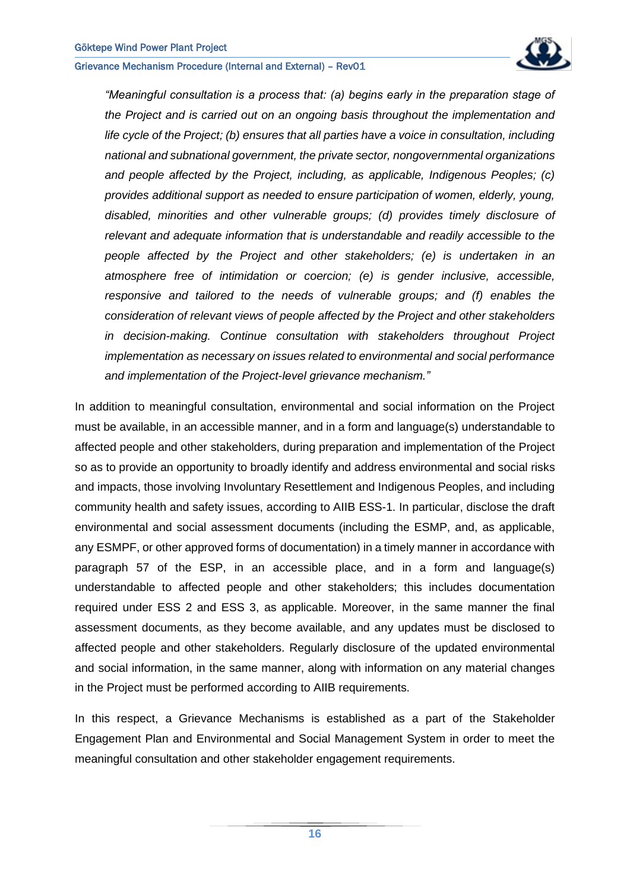*"Meaningful consultation is a process that: (a) begins early in the preparation stage of the Project and is carried out on an ongoing basis throughout the implementation and life cycle of the Project; (b) ensures that all parties have a voice in consultation, including national and subnational government, the private sector, nongovernmental organizations and people affected by the Project, including, as applicable, Indigenous Peoples; (c) provides additional support as needed to ensure participation of women, elderly, young, disabled, minorities and other vulnerable groups; (d) provides timely disclosure of relevant and adequate information that is understandable and readily accessible to the people affected by the Project and other stakeholders; (e) is undertaken in an atmosphere free of intimidation or coercion; (e) is gender inclusive, accessible, responsive and tailored to the needs of vulnerable groups; and (f) enables the consideration of relevant views of people affected by the Project and other stakeholders in decision-making. Continue consultation with stakeholders throughout Project implementation as necessary on issues related to environmental and social performance and implementation of the Project-level grievance mechanism."*

In addition to meaningful consultation, environmental and social information on the Project must be available, in an accessible manner, and in a form and language(s) understandable to affected people and other stakeholders, during preparation and implementation of the Project so as to provide an opportunity to broadly identify and address environmental and social risks and impacts, those involving Involuntary Resettlement and Indigenous Peoples, and including community health and safety issues, according to AIIB ESS-1. In particular, disclose the draft environmental and social assessment documents (including the ESMP, and, as applicable, any ESMPF, or other approved forms of documentation) in a timely manner in accordance with paragraph 57 of the ESP, in an accessible place, and in a form and language(s) understandable to affected people and other stakeholders; this includes documentation required under ESS 2 and ESS 3, as applicable. Moreover, in the same manner the final assessment documents, as they become available, and any updates must be disclosed to affected people and other stakeholders. Regularly disclosure of the updated environmental and social information, in the same manner, along with information on any material changes in the Project must be performed according to AIIB requirements.

In this respect, a Grievance Mechanisms is established as a part of the Stakeholder Engagement Plan and Environmental and Social Management System in order to meet the meaningful consultation and other stakeholder engagement requirements.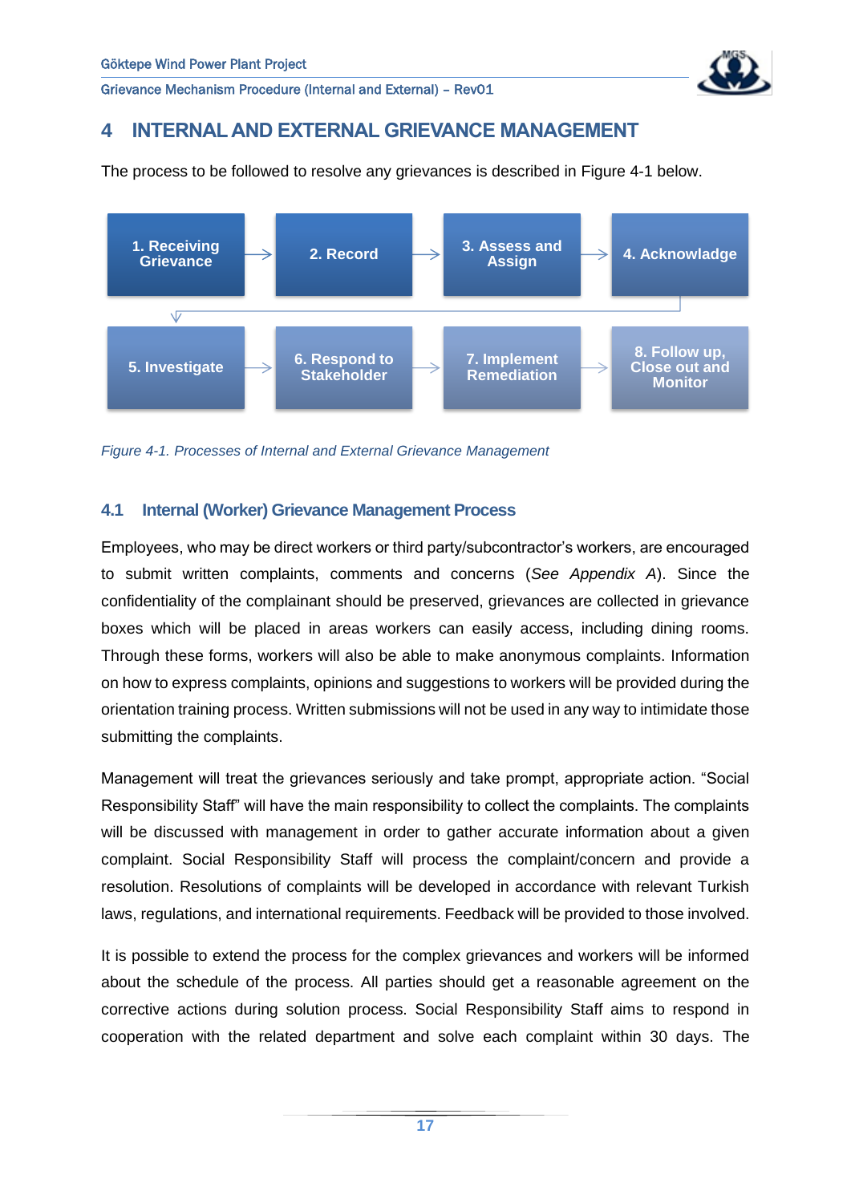# 4 INTERNAL AND EXTERNAL GRIEVANCE MANAGEMENT

The process to be followed to resolve any grievances is described in Figure 4-1 below.

1. Receiving Grievance → 2. Record → 3. Assess and Assign → 4. Acknowladge → 5. Investigate → 6. Respond to Stakeholder → 7. Implement Remediation → 8. Follow up, Close out and Monitor

*Figure 4-1. Processes of Internal and External Grievance Management*

## 4.1 Internal (Worker) Grievance Management Process

Employees, who may be direct workers or third party/subcontractor's workers, are encouraged to submit written complaints, comments and concerns (*See Appendix A*). Since the confidentiality of the complainant should be preserved, grievances are collected in grievance boxes which will be placed in areas workers can easily access, including dining rooms. Through these forms, workers will also be able to make anonymous complaints. Information on how to express complaints, opinions and suggestions to workers will be provided during the orientation training process. Written submissions will not be used in any way to intimidate those submitting the complaints.

Management will treat the grievances seriously and take prompt, appropriate action. "Social Responsibility Staff" will have the main responsibility to collect the complaints. The complaints will be discussed with management in order to gather accurate information about a given complaint. Social Responsibility Staff will process the complaint/concern and provide a resolution. Resolutions of complaints will be developed in accordance with relevant Turkish laws, regulations, and international requirements. Feedback will be provided to those involved.

It is possible to extend the process for the complex grievances and workers will be informed about the schedule of the process. All parties should get a reasonable agreement on the corrective actions during solution process. Social Responsibility Staff aims to respond in cooperation with the related department and solve each complaint within 30 days. The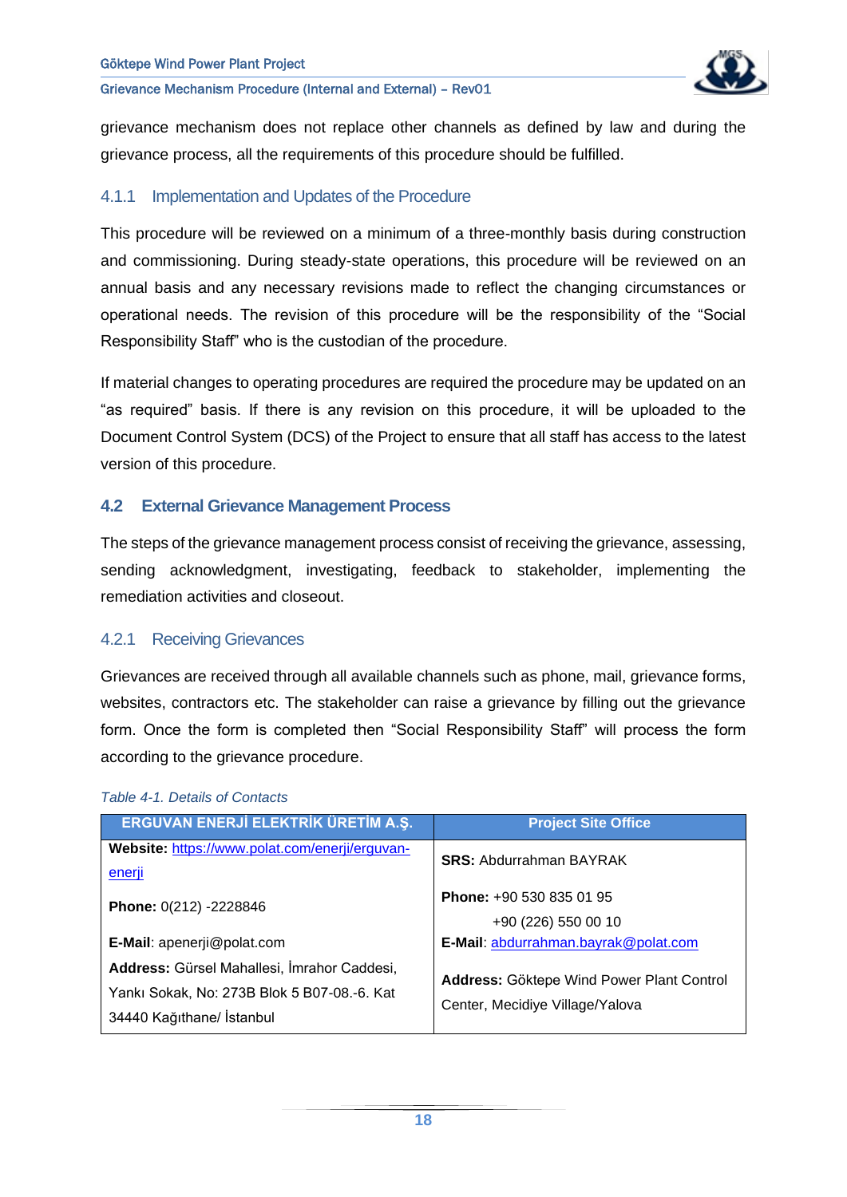grievance mechanism does not replace other channels as defined by law and during the grievance process, all the requirements of this procedure should be fulfilled.

### 4.1.1 Implementation and Updates of the Procedure

This procedure will be reviewed on a minimum of a three-monthly basis during construction and commissioning. During steady-state operations, this procedure will be reviewed on an annual basis and any necessary revisions made to reflect the changing circumstances or operational needs. The revision of this procedure will be the responsibility of the "Social Responsibility Staff" who is the custodian of the procedure.

If material changes to operating procedures are required the procedure may be updated on an "as required" basis. If there is any revision on this procedure, it will be uploaded to the Document Control System (DCS) of the Project to ensure that all staff has access to the latest version of this procedure.

## 4.2 External Grievance Management Process

The steps of the grievance management process consist of receiving the grievance, assessing, sending acknowledgment, investigating, feedback to stakeholder, implementing the remediation activities and closeout.

### 4.2.1 Receiving Grievances

Grievances are received through all available channels such as phone, mail, grievance forms, websites, contractors etc. The stakeholder can raise a grievance by filling out the grievance form. Once the form is completed then "Social Responsibility Staff" will process the form according to the grievance procedure.

*Table 4-1. Details of Contacts*

| ERGUVAN ENERJİ ELEKTRİK ÜRETİM A.Ş. | Project Site Office |
|---|---|
| **Website:** https://www.polat.com/enerji/erguvan-enerji<br><br>**Phone:** 0(212) -2228846<br><br>**E-Mail**: apenerji@polat.com<br><br>**Address:** Gürsel Mahallesi, İmrahor Caddesi, Yankı Sokak, No: 273B Blok 5 B07-08.-6. Kat 34440 Kağıthane/ İstanbul | **SRS:** Abdurrahman BAYRAK<br><br>**Phone:** +90 530 835 01 95<br>+90 (226) 550 00 10<br>**E-Mail**: abdurrahman.bayrak@polat.com<br><br>**Address:** Göktepe Wind Power Plant Control Center, Mecidiye Village/Yalova |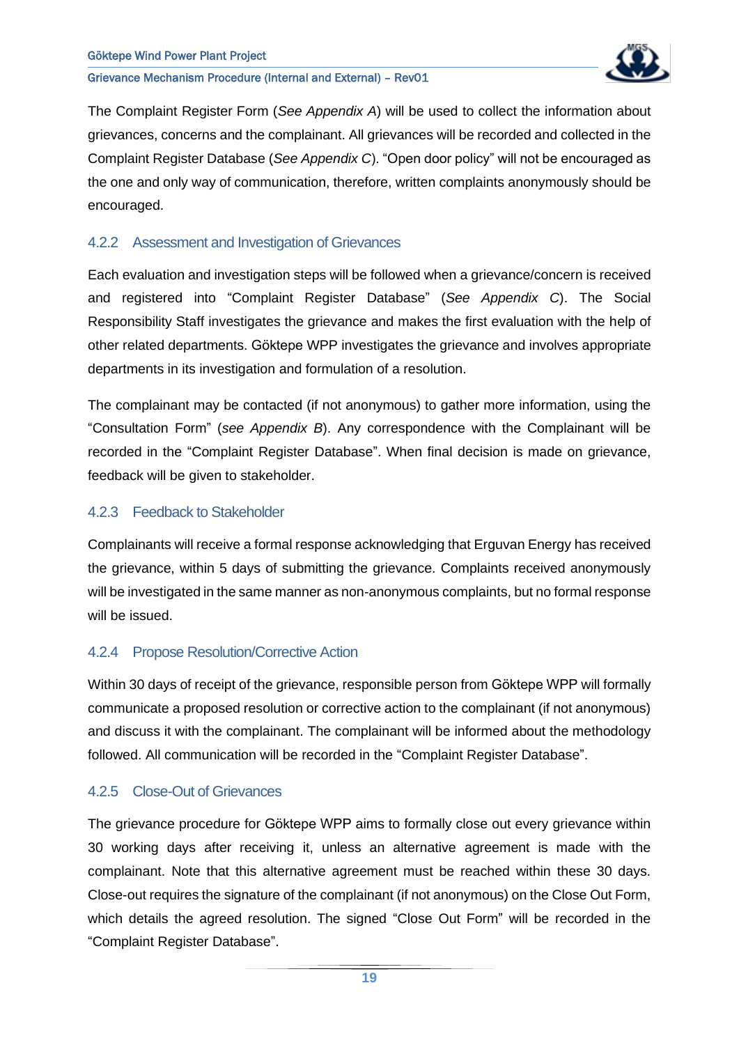The Complaint Register Form (*See Appendix A*) will be used to collect the information about grievances, concerns and the complainant. All grievances will be recorded and collected in the Complaint Register Database (*See Appendix C*). "Open door policy" will not be encouraged as the one and only way of communication, therefore, written complaints anonymously should be encouraged.

### 4.2.2 Assessment and Investigation of Grievances

Each evaluation and investigation steps will be followed when a grievance/concern is received and registered into "Complaint Register Database" (*See Appendix C*). The Social Responsibility Staff investigates the grievance and makes the first evaluation with the help of other related departments. Göktepe WPP investigates the grievance and involves appropriate departments in its investigation and formulation of a resolution.

The complainant may be contacted (if not anonymous) to gather more information, using the "Consultation Form" (*see Appendix B*). Any correspondence with the Complainant will be recorded in the "Complaint Register Database". When final decision is made on grievance, feedback will be given to stakeholder.

### 4.2.3 Feedback to Stakeholder

Complainants will receive a formal response acknowledging that Erguvan Energy has received the grievance, within 5 days of submitting the grievance. Complaints received anonymously will be investigated in the same manner as non-anonymous complaints, but no formal response will be issued.

### 4.2.4 Propose Resolution/Corrective Action

Within 30 days of receipt of the grievance, responsible person from Göktepe WPP will formally communicate a proposed resolution or corrective action to the complainant (if not anonymous) and discuss it with the complainant. The complainant will be informed about the methodology followed. All communication will be recorded in the "Complaint Register Database".

### 4.2.5 Close-Out of Grievances

The grievance procedure for Göktepe WPP aims to formally close out every grievance within 30 working days after receiving it, unless an alternative agreement is made with the complainant. Note that this alternative agreement must be reached within these 30 days. Close-out requires the signature of the complainant (if not anonymous) on the Close Out Form, which details the agreed resolution. The signed "Close Out Form" will be recorded in the "Complaint Register Database".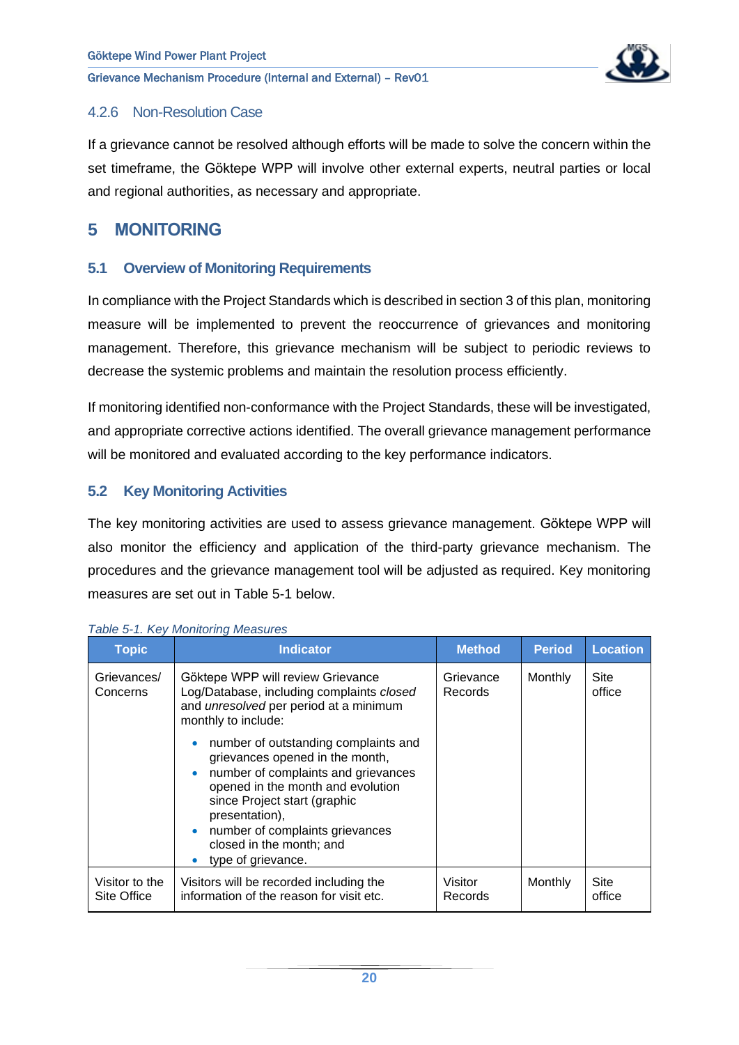### 4.2.6 Non-Resolution Case

If a grievance cannot be resolved although efforts will be made to solve the concern within the set timeframe, the Göktepe WPP will involve other external experts, neutral parties or local and regional authorities, as necessary and appropriate.

# 5 MONITORING

## 5.1 Overview of Monitoring Requirements

In compliance with the Project Standards which is described in section 3 of this plan, monitoring measure will be implemented to prevent the reoccurrence of grievances and monitoring management. Therefore, this grievance mechanism will be subject to periodic reviews to decrease the systemic problems and maintain the resolution process efficiently.

If monitoring identified non-conformance with the Project Standards, these will be investigated, and appropriate corrective actions identified. The overall grievance management performance will be monitored and evaluated according to the key performance indicators.

## 5.2 Key Monitoring Activities

The key monitoring activities are used to assess grievance management. Göktepe WPP will also monitor the efficiency and application of the third-party grievance mechanism. The procedures and the grievance management tool will be adjusted as required. Key monitoring measures are set out in Table 5-1 below.

*Table 5-1. Key Monitoring Measures*

| Topic | Indicator | Method | Period | Location |
|---|---|---|---|---|
| Grievances/ Concerns | Göktepe WPP will review Grievance Log/Database, including complaints *closed* and *unresolved* per period at a minimum monthly to include:<br>• number of outstanding complaints and grievances opened in the month,<br>• number of complaints and grievances opened in the month and evolution since Project start (graphic presentation),<br>• number of complaints grievances closed in the month; and<br>• type of grievance. | Grievance Records | Monthly | Site office |
| Visitor to the Site Office | Visitors will be recorded including the information of the reason for visit etc. | Visitor Records | Monthly | Site office |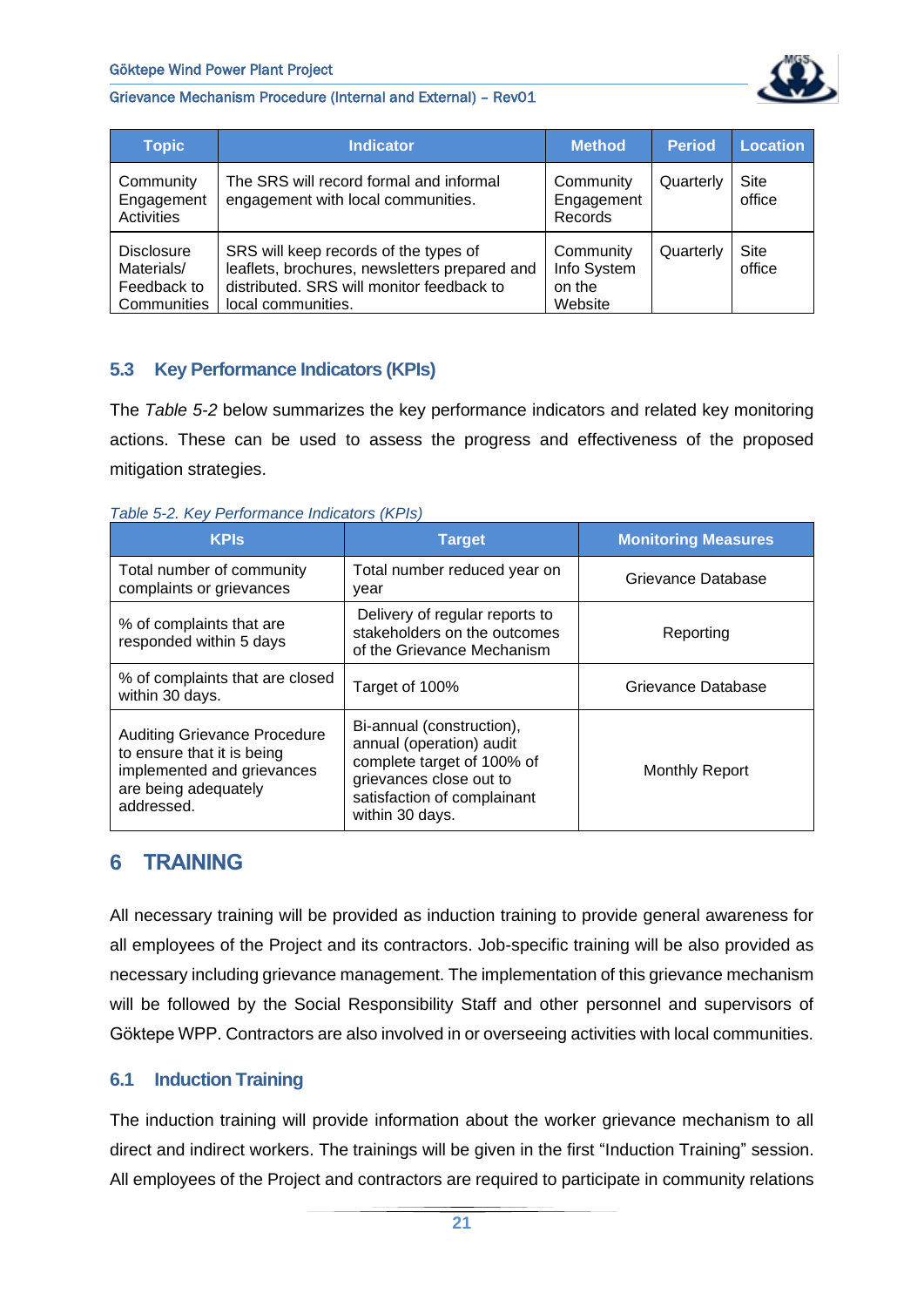| Topic | Indicator | Method | Period | Location |
|---|---|---|---|---|
| Community Engagement Activities | The SRS will record formal and informal engagement with local communities. | Community Engagement Records | Quarterly | Site office |
| Disclosure Materials/ Feedback to Communities | SRS will keep records of the types of leaflets, brochures, newsletters prepared and distributed. SRS will monitor feedback to local communities. | Community Info System on the Website | Quarterly | Site office |

### 5.3 Key Performance Indicators (KPIs)

The *Table 5-2* below summarizes the key performance indicators and related key monitoring actions. These can be used to assess the progress and effectiveness of the proposed mitigation strategies.

*Table 5-2. Key Performance Indicators (KPIs)*

| KPIs | Target | Monitoring Measures |
|---|---|---|
| Total number of community complaints or grievances | Total number reduced year on year | Grievance Database |
| % of complaints that are responded within 5 days | Delivery of regular reports to stakeholders on the outcomes of the Grievance Mechanism | Reporting |
| % of complaints that are closed within 30 days. | Target of 100% | Grievance Database |
| Auditing Grievance Procedure to ensure that it is being implemented and grievances are being adequately addressed. | Bi-annual (construction), annual (operation) audit complete target of 100% of grievances close out to satisfaction of complainant within 30 days. | Monthly Report |

## 6 TRAINING

All necessary training will be provided as induction training to provide general awareness for all employees of the Project and its contractors. Job-specific training will be also provided as necessary including grievance management. The implementation of this grievance mechanism will be followed by the Social Responsibility Staff and other personnel and supervisors of Göktepe WPP. Contractors are also involved in or overseeing activities with local communities.

### 6.1 Induction Training

The induction training will provide information about the worker grievance mechanism to all direct and indirect workers. The trainings will be given in the first "Induction Training" session. All employees of the Project and contractors are required to participate in community relations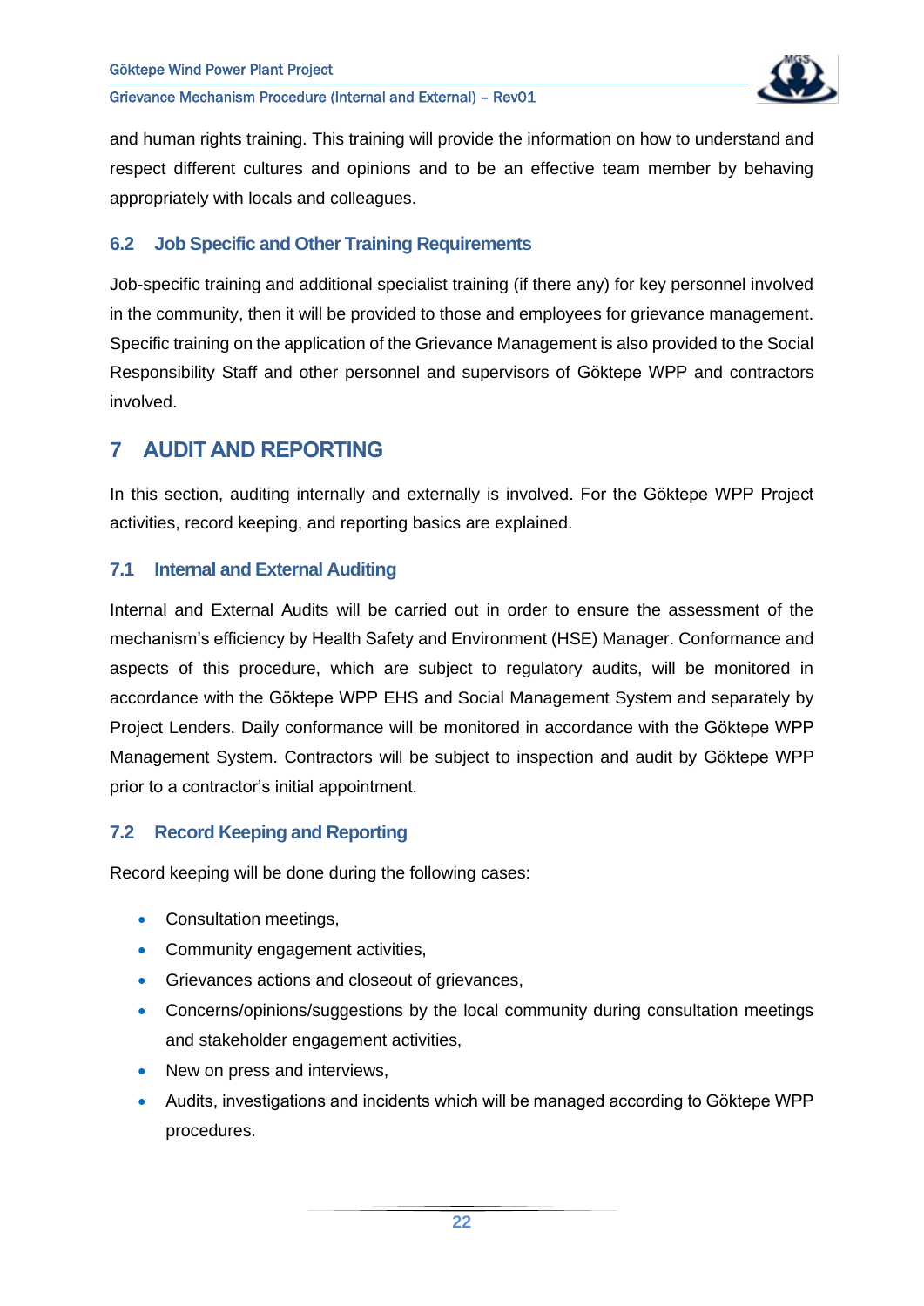and human rights training. This training will provide the information on how to understand and respect different cultures and opinions and to be an effective team member by behaving appropriately with locals and colleagues.

### 6.2 Job Specific and Other Training Requirements

Job-specific training and additional specialist training (if there any) for key personnel involved in the community, then it will be provided to those and employees for grievance management. Specific training on the application of the Grievance Management is also provided to the Social Responsibility Staff and other personnel and supervisors of Göktepe WPP and contractors involved.

## 7 AUDIT AND REPORTING

In this section, auditing internally and externally is involved. For the Göktepe WPP Project activities, record keeping, and reporting basics are explained.

### 7.1 Internal and External Auditing

Internal and External Audits will be carried out in order to ensure the assessment of the mechanism's efficiency by Health Safety and Environment (HSE) Manager. Conformance and aspects of this procedure, which are subject to regulatory audits, will be monitored in accordance with the Göktepe WPP EHS and Social Management System and separately by Project Lenders. Daily conformance will be monitored in accordance with the Göktepe WPP Management System. Contractors will be subject to inspection and audit by Göktepe WPP prior to a contractor's initial appointment.

### 7.2 Record Keeping and Reporting

Record keeping will be done during the following cases:

- Consultation meetings,
- Community engagement activities,
- Grievances actions and closeout of grievances,
- Concerns/opinions/suggestions by the local community during consultation meetings and stakeholder engagement activities,
- New on press and interviews,
- Audits, investigations and incidents which will be managed according to Göktepe WPP procedures.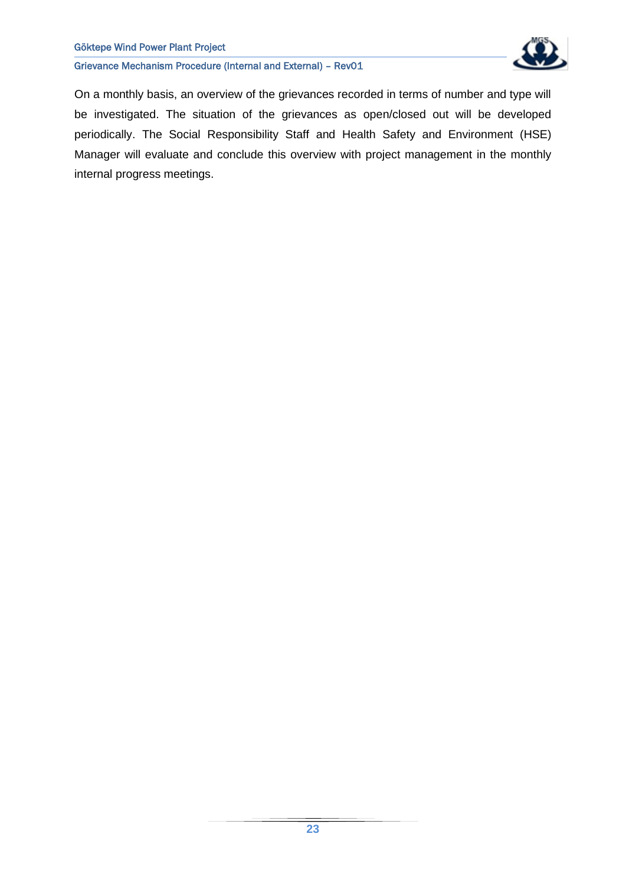On a monthly basis, an overview of the grievances recorded in terms of number and type will be investigated. The situation of the grievances as open/closed out will be developed periodically. The Social Responsibility Staff and Health Safety and Environment (HSE) Manager will evaluate and conclude this overview with project management in the monthly internal progress meetings.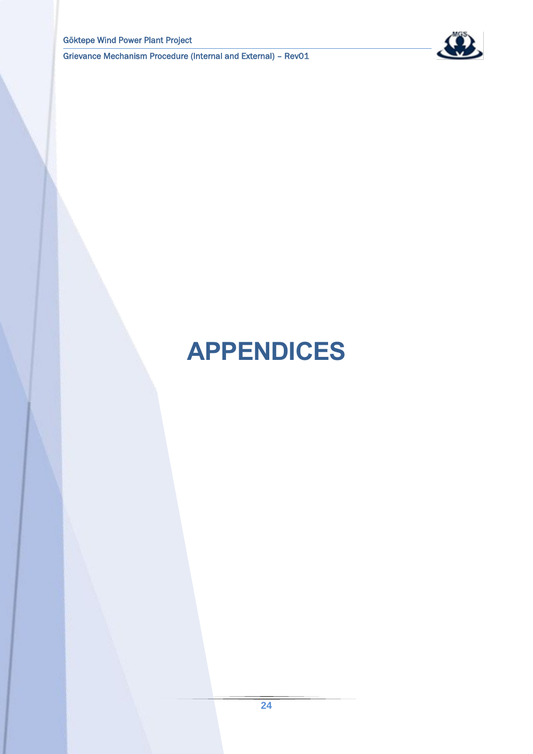# APPENDICES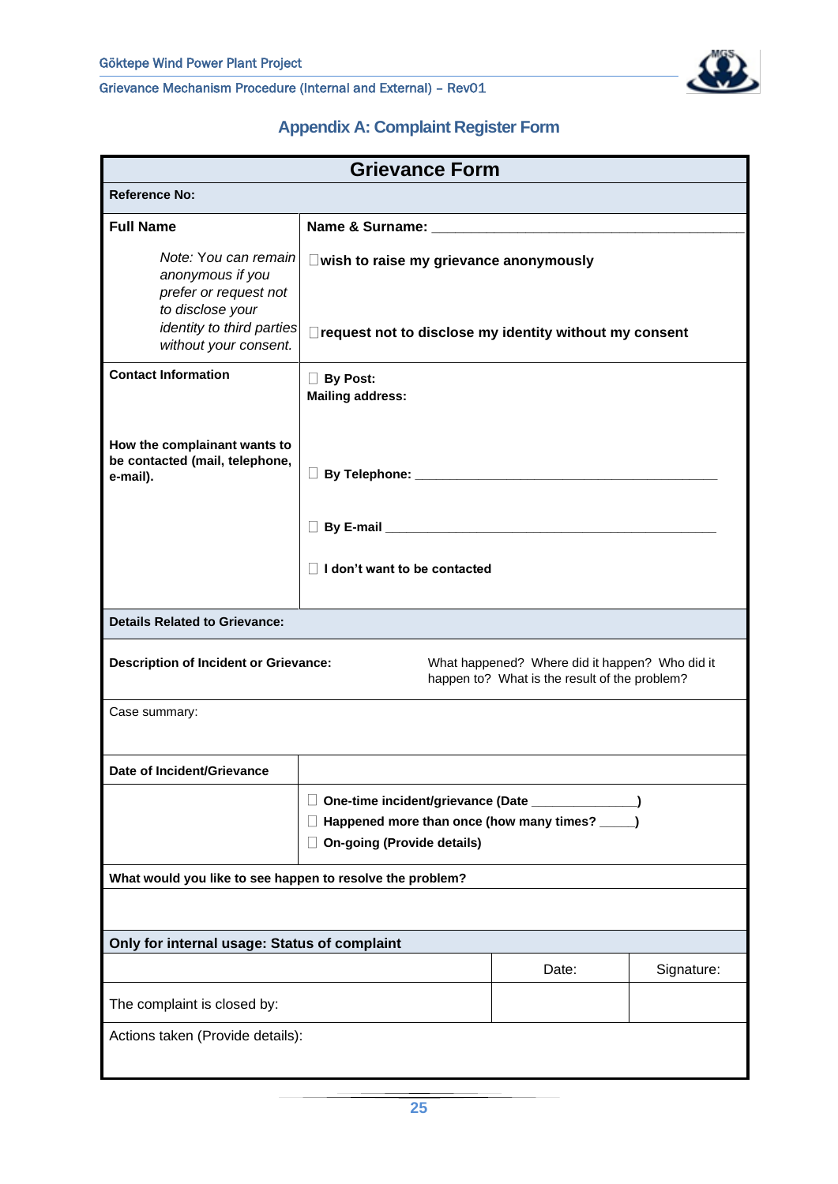## Appendix A: Complaint Register Form

| Grievance Form | | | |
|---|---|---|---|
| **Reference No:** | | | |
| **Full Name**<br><br>*Note: You can remain anonymous if you prefer or request not to disclose your identity to third parties without your consent.* | **Name & Surname:** ________________________________<br><br>☐**wish to raise my grievance anonymously**<br><br>☐**request not to disclose my identity without my consent** | | |
| **Contact Information**<br><br>**How the complainant wants to be contacted (mail, telephone, e-mail).** | ☐ **By Post:**<br>**Mailing address:**<br><br>☐ **By Telephone:** ________________________________<br><br>☐ **By E-mail** ________________________________<br><br>☐ **I don't want to be contacted** | | |
| **Details Related to Grievance:** | | | |
| **Description of Incident or Grievance:** | What happened? Where did it happen? Who did it happen to? What is the result of the problem? | | |
| Case summary: | | | |
| **Date of Incident/Grievance** | | | |
| | ☐ **One-time incident/grievance (Date ______________)**<br>☐ **Happened more than once (how many times? _____)**<br>☐ **On-going (Provide details)** | | |
| **What would you like to see happen to resolve the problem?** | | | |
| | | | |
| **Only for internal usage: Status of complaint** | | | |
| | | Date: | Signature: |
| The complaint is closed by: | | | |
| Actions taken (Provide details): | | | |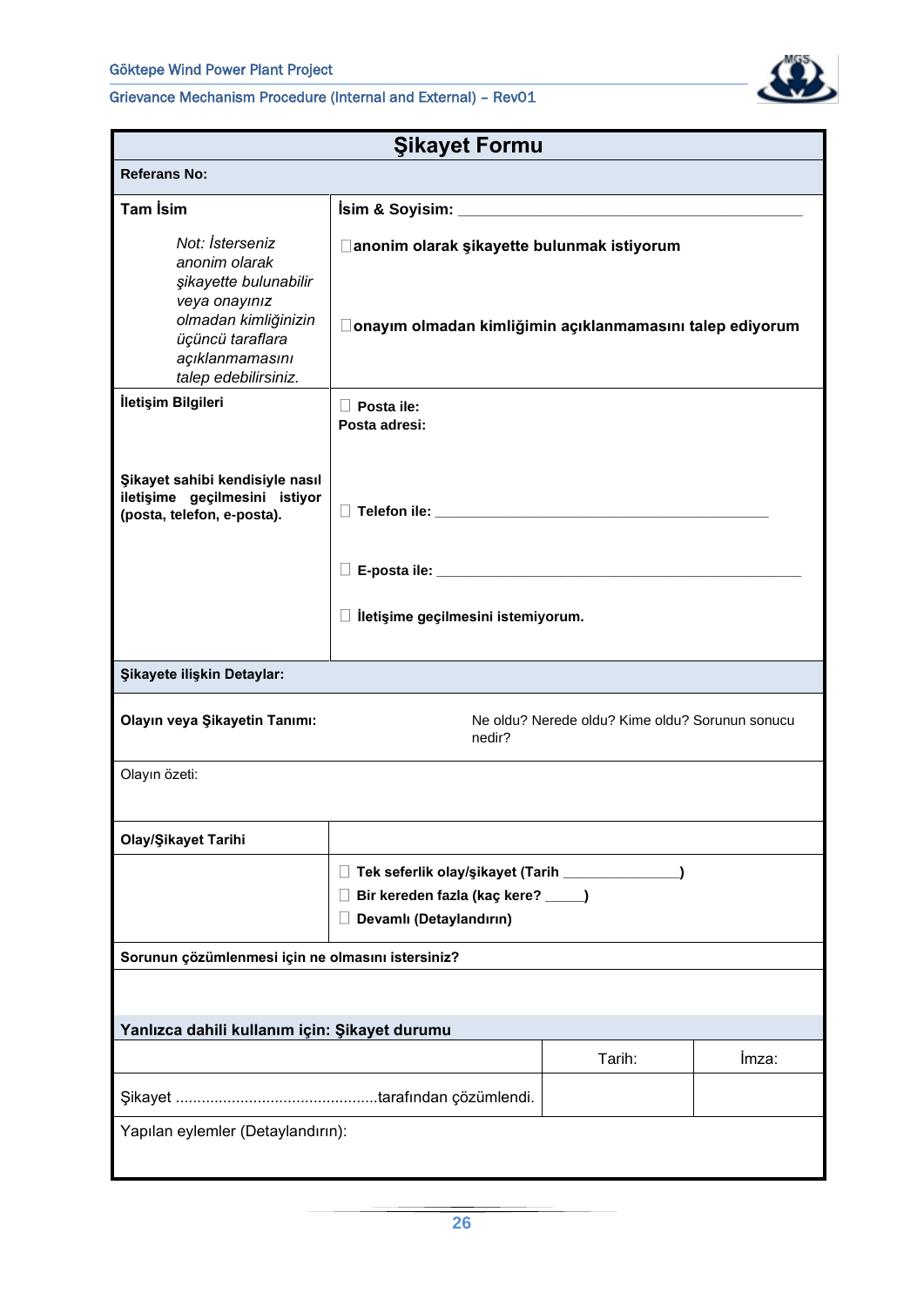| Şikayet Formu | | |
|---|---|---|
| **Referans No:** | | |
| **Tam İsim** | **İsim & Soyisim:** ___________________________________________ | |
| *Not: İsterseniz anonim olarak şikayette bulunabilir veya onayınız olmadan kimliğinizin üçüncü taraflara açıklanmamasını talep edebilirsiniz.* | ☐**anonim olarak şikayette bulunmak istiyorum**<br><br>☐**onayım olmadan kimliğimin açıklanmamasını talep ediyorum** | |
| **İletişim Bilgileri**<br><br>**Şikayet sahibi kendisiyle nasıl iletişime geçilmesini istiyor (posta, telefon, e-posta).** | ☐ **Posta ile:**<br>**Posta adresi:**<br><br>☐ **Telefon ile:** ___________________________________________<br><br>☐ **E-posta ile:** ___________________________________________<br><br>☐ **İletişime geçilmesini istemiyorum.** | |
| **Şikayete ilişkin Detaylar:** | | |
| **Olayın veya Şikayetin Tanımı:** | Ne oldu? Nerede oldu? Kime oldu? Sorunun sonucu nedir? | |
| Olayın özeti: | | |
| **Olay/Şikayet Tarihi** | | |
| | ☐ **Tek seferlik olay/şikayet (Tarih ______________)**<br>☐ **Bir kereden fazla (kaç kere? _____)**<br>☐ **Devamlı (Detaylandırın)** | |
| **Sorunun çözümlenmesi için ne olmasını istersiniz?** | | |
| | | |
| **Yanlızca dahili kullanım için: Şikayet durumu** | | |
| | Tarih: | İmza: |
| Şikayet ..............................................tarafından çözümlendi. | | |
| Yapılan eylemler (Detaylandırın): | | |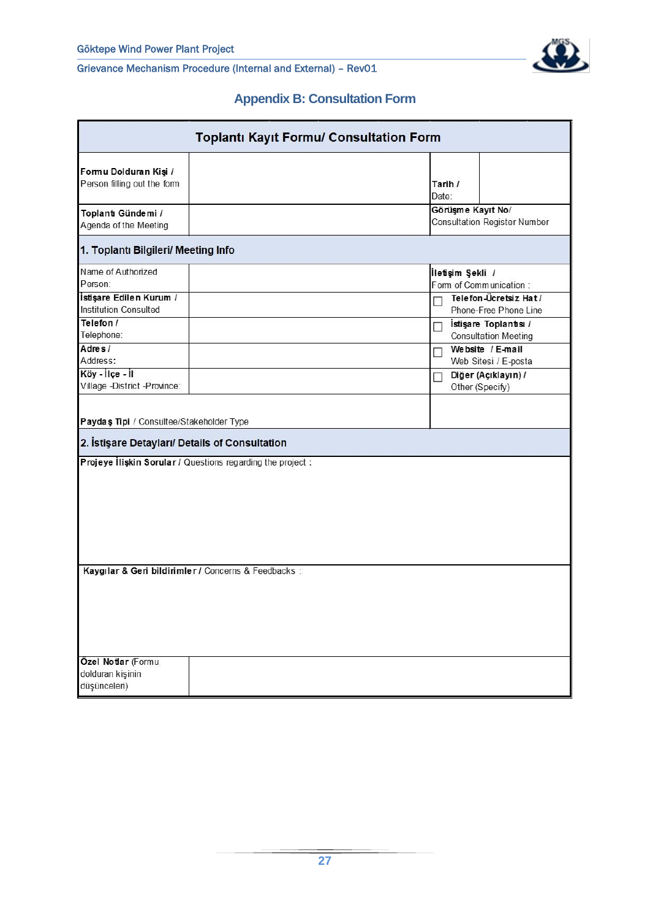## Appendix B: Consultation Form

| **Toplantı Kayıt Formu/ Consultation Form** | | | |
|---|---|---|---|
| **Formu Dolduran Kişi /** Person filling out the form | | **Tarih /** Date: | |
| **Toplantı Gündemi /** Agenda of the Meeting | | **Görüşme Kayıt No/** Consultation Register Number | |
| **1. Toplantı Bilgileri/ Meeting Info** | | | |
| Name of Authorized Person: | | **İletişim Şekli /** Form of Communication : | |
| **İstişare Edilen Kurum /** Institution Consulted | | ☐ **Telefon-Ücretsiz Hat /** Phone-Free Phone Line | |
| **Telefon /** Telephone: | | ☐ **İstişare Toplantısı /** Consultation Meeting | |
| **Adres /** Address: | | ☐ **Website / E-mail** Web Sitesi / E-posta | |
| **Köy - İlçe - İl** Village -District -Province: | | ☐ **Diğer (Açıklayın) /** Other (Specify) | |
| **Paydaş Tipi** / Consultee/Stakeholder Type | | | |
| **2. İstişare Detayları/ Details of Consultation** | | | |
| **Projeye İlişkin Sorular /** Questions regarding the project : | | | |
| **Kaygılar & Geri bildirimler /** Concerns & Feedbacks : | | | |
| **Özel Notlar** (Formu dolduran kişinin düşünceleri) | | | |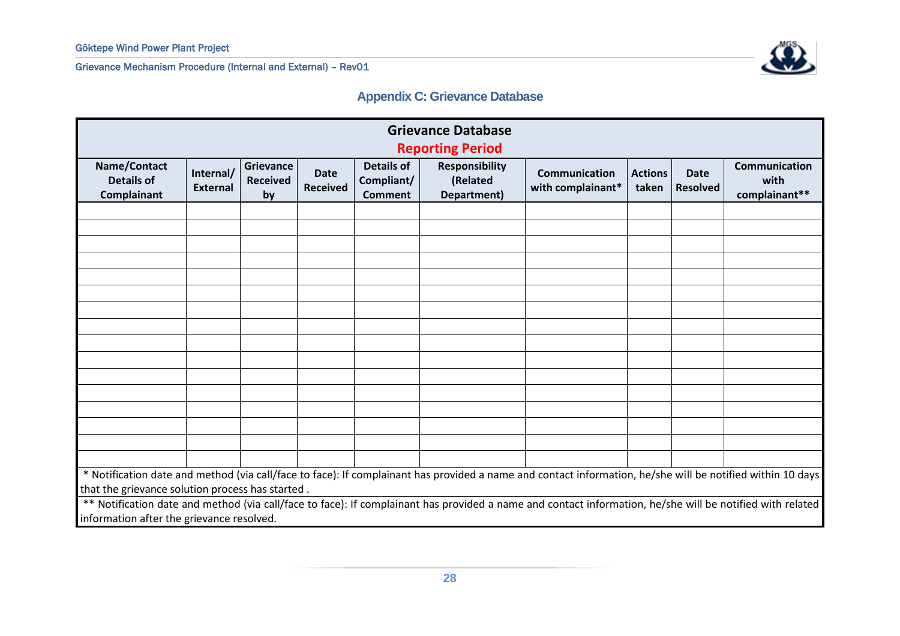## Appendix C: Grievance Database

**Grievance Database**

**Reporting Period**

| Name/Contact Details of Complainant | Internal/ External | Grievance Received by | Date Received | Details of Compliant/ Comment | Responsibility (Related Department) | Communication with complainant* | Actions taken | Date Resolved | Communication with complainant** |
|---|---|---|---|---|---|---|---|---|---|
| | | | | | | | | | |
| | | | | | | | | | |
| | | | | | | | | | |
| | | | | | | | | | |
| | | | | | | | | | |
| | | | | | | | | | |
| | | | | | | | | | |
| | | | | | | | | | |
| | | | | | | | | | |
| | | | | | | | | | |
| | | | | | | | | | |
| | | | | | | | | | |
| | | | | | | | | | |
| | | | | | | | | | |
| | | | | | | | | | |
| | | | | | | | | | |

\* Notification date and method (via call/face to face): If complainant has provided a name and contact information, he/she will be notified within 10 days that the grievance solution process has started .

\*\* Notification date and method (via call/face to face): If complainant has provided a name and contact information, he/she will be notified with related information after the grievance resolved.